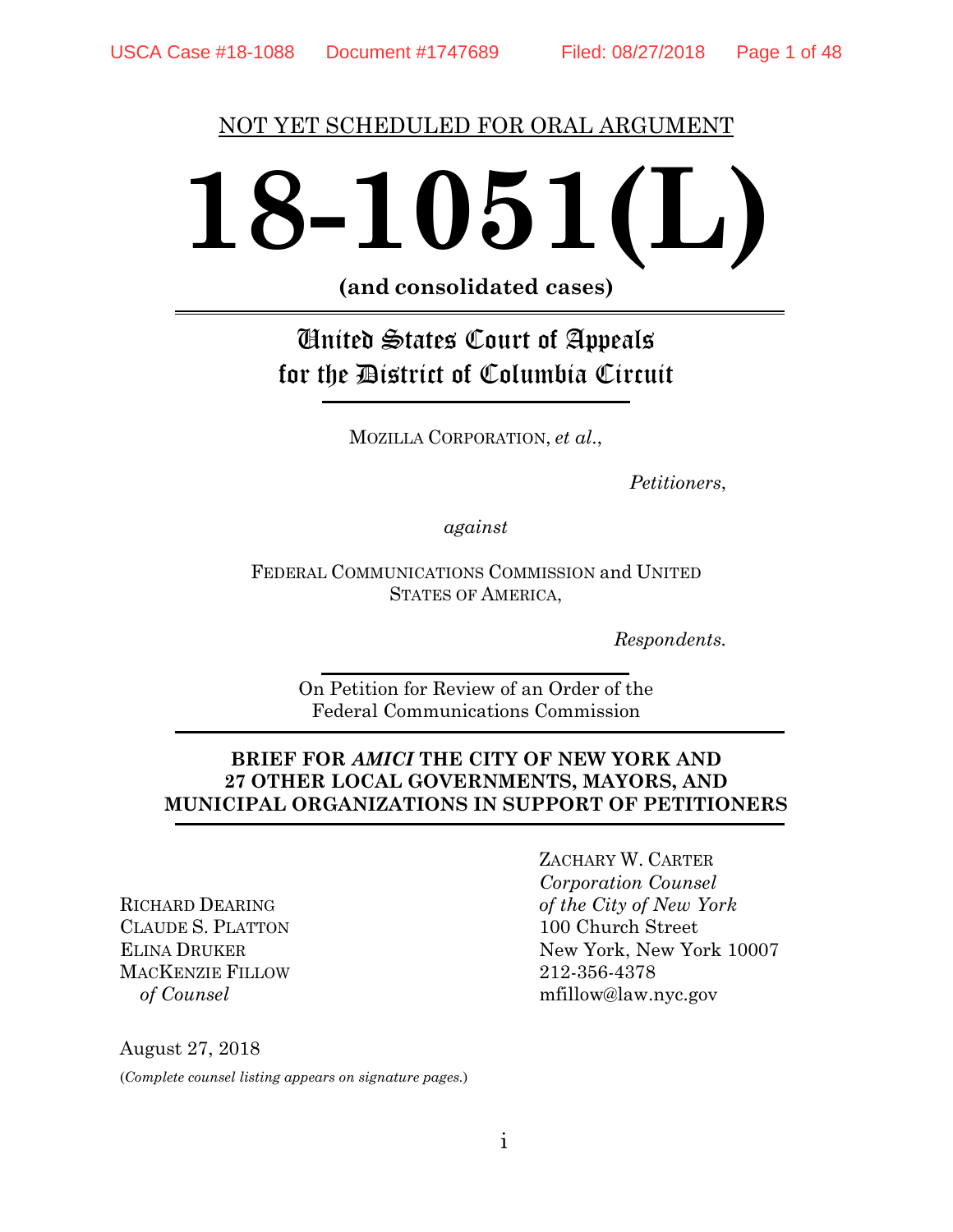NOT YET SCHEDULED FOR ORAL ARGUMENT

# 18-1051(L)

**(and consolidated cases)**

## United States Court of Appeals for the District of Columbia Circuit

MOZILLA CORPORATION, *et al.*,

*Petitioners*,

*against*

FEDERAL COMMUNICATIONS COMMISSION and UNITED STATES OF AMERICA,

*Respondents.*

On Petition for Review of an Order of the Federal Communications Commission

**BRIEF FOR *AMICI* THE CITY OF NEW YORK AND 27 OTHER LOCAL GOVERNMENTS, MAYORS, AND MUNICIPAL ORGANIZATIONS IN SUPPORT OF PETITIONERS**

RICHARD DEARING
CLAUDE S. PLATTON
ELINA DRUKER
MACKENZIE FILLOW
*of Counsel*

ZACHARY W. CARTER
*Corporation Counsel of the City of New York*
100 Church Street
New York, New York 10007
212-356-4378
mfillow@law.nyc.gov

August 27, 2018

(*Complete counsel listing appears on signature pages.*)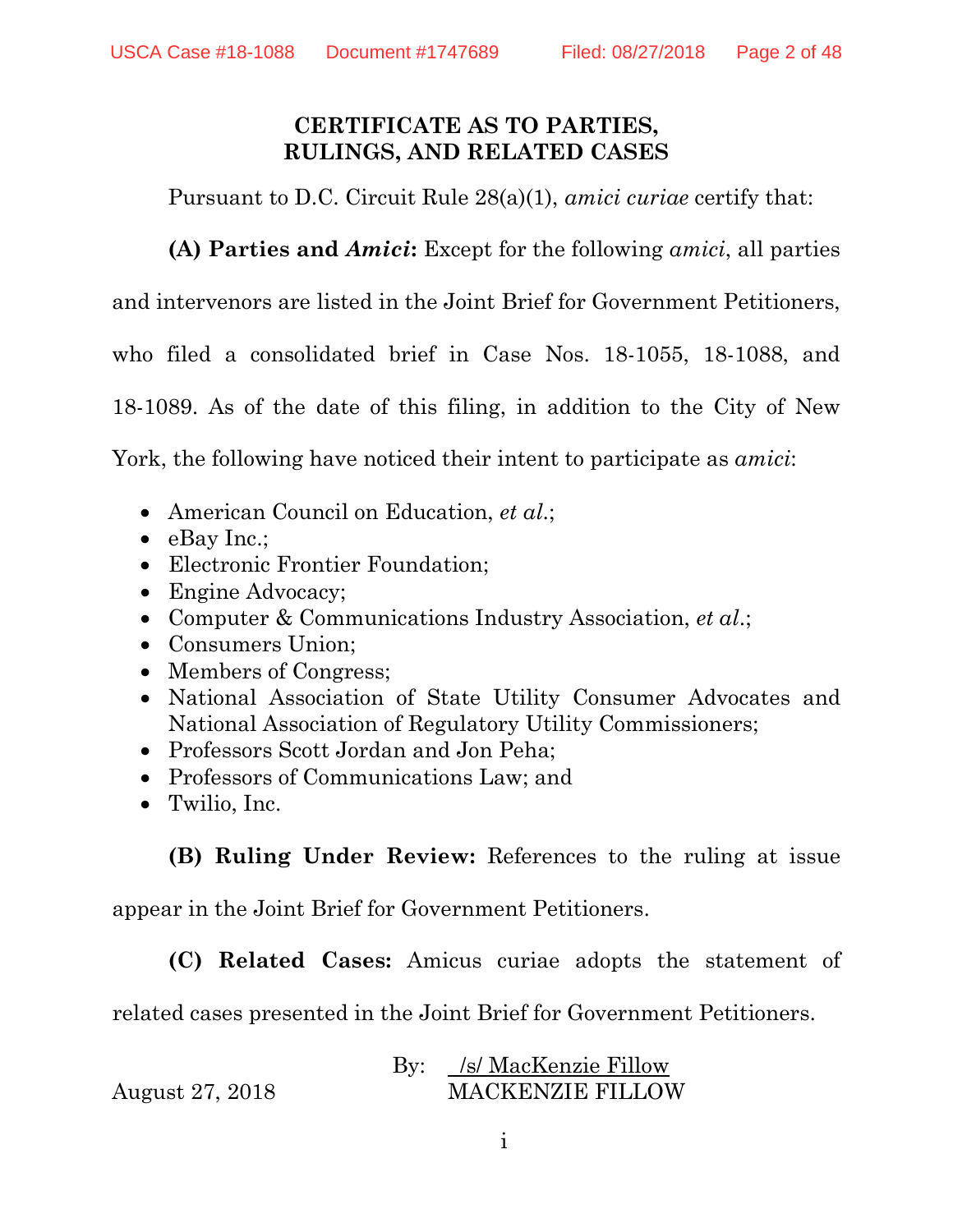# CERTIFICATE AS TO PARTIES, RULINGS, AND RELATED CASES

Pursuant to D.C. Circuit Rule 28(a)(1), *amici curiae* certify that:

**(A) Parties and *Amici*:** Except for the following *amici*, all parties and intervenors are listed in the Joint Brief for Government Petitioners, who filed a consolidated brief in Case Nos. 18-1055, 18-1088, and 18-1089. As of the date of this filing, in addition to the City of New York, the following have noticed their intent to participate as *amici*:

- American Council on Education, *et al.*;
- eBay Inc.;
- Electronic Frontier Foundation;
- Engine Advocacy;
- Computer & Communications Industry Association, *et al.*;
- Consumers Union;
- Members of Congress;
- National Association of State Utility Consumer Advocates and National Association of Regulatory Utility Commissioners;
- Professors Scott Jordan and Jon Peha;
- Professors of Communications Law; and
- Twilio, Inc.

**(B) Ruling Under Review:** References to the ruling at issue appear in the Joint Brief for Government Petitioners.

**(C) Related Cases:** Amicus curiae adopts the statement of related cases presented in the Joint Brief for Government Petitioners.

By: /s/ MacKenzie Fillow
MACKENZIE FILLOW

August 27, 2018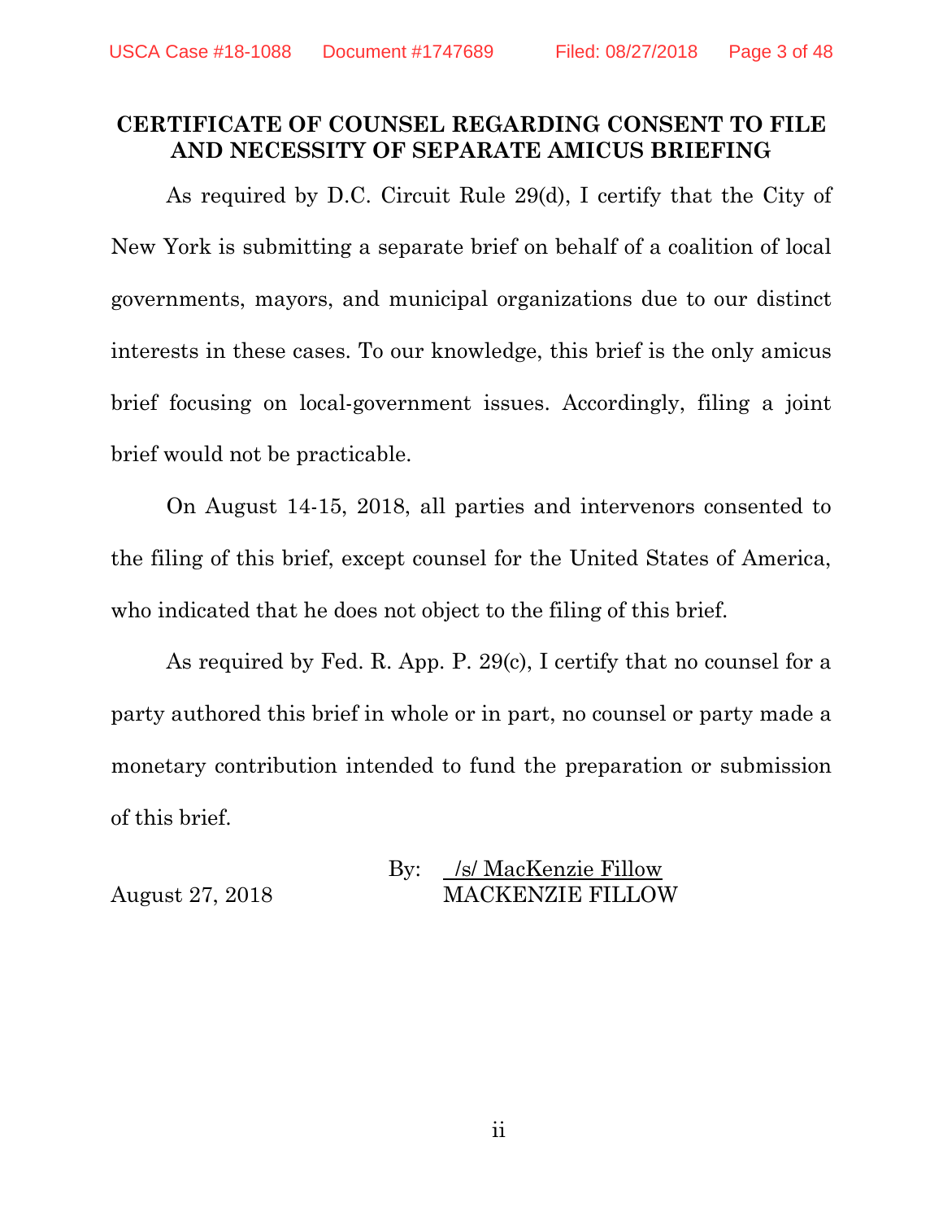## CERTIFICATE OF COUNSEL REGARDING CONSENT TO FILE AND NECESSITY OF SEPARATE AMICUS BRIEFING

As required by D.C. Circuit Rule 29(d), I certify that the City of New York is submitting a separate brief on behalf of a coalition of local governments, mayors, and municipal organizations due to our distinct interests in these cases. To our knowledge, this brief is the only amicus brief focusing on local-government issues. Accordingly, filing a joint brief would not be practicable.

On August 14-15, 2018, all parties and intervenors consented to the filing of this brief, except counsel for the United States of America, who indicated that he does not object to the filing of this brief.

As required by Fed. R. App. P. 29(c), I certify that no counsel for a party authored this brief in whole or in part, no counsel or party made a monetary contribution intended to fund the preparation or submission of this brief.

August 27, 2018

By: /s/ MacKenzie Fillow
MACKENZIE FILLOW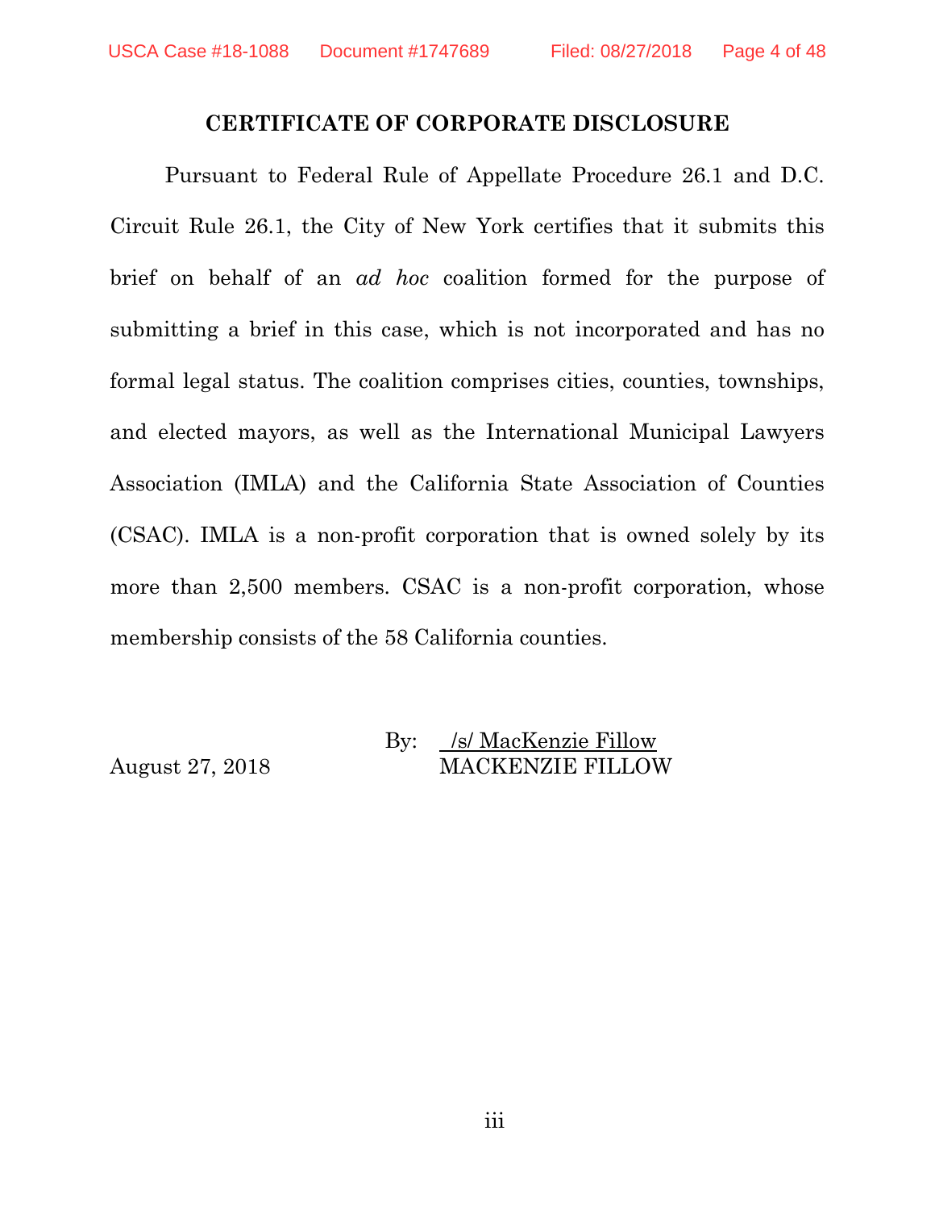## CERTIFICATE OF CORPORATE DISCLOSURE

Pursuant to Federal Rule of Appellate Procedure 26.1 and D.C. Circuit Rule 26.1, the City of New York certifies that it submits this brief on behalf of an *ad hoc* coalition formed for the purpose of submitting a brief in this case, which is not incorporated and has no formal legal status. The coalition comprises cities, counties, townships, and elected mayors, as well as the International Municipal Lawyers Association (IMLA) and the California State Association of Counties (CSAC). IMLA is a non-profit corporation that is owned solely by its more than 2,500 members. CSAC is a non-profit corporation, whose membership consists of the 58 California counties.

August 27, 2018

By: /s/ MacKenzie Fillow
MACKENZIE FILLOW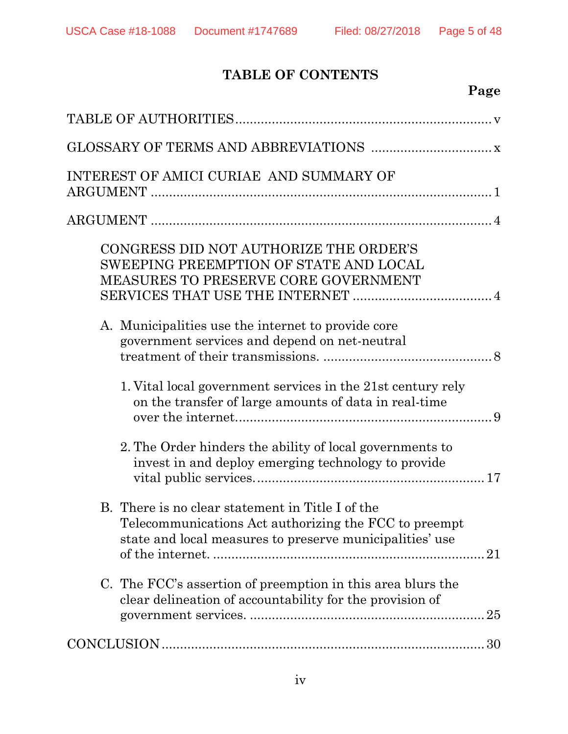## TABLE OF CONTENTS

| | Page |
|---|---|
| TABLE OF AUTHORITIES | v |
| GLOSSARY OF TERMS AND ABBREVIATIONS | x |
| INTEREST OF AMICI CURIAE AND SUMMARY OF ARGUMENT | 1 |
| ARGUMENT | 4 |
| CONGRESS DID NOT AUTHORIZE THE ORDER'S SWEEPING PREEMPTION OF STATE AND LOCAL MEASURES TO PRESERVE CORE GOVERNMENT SERVICES THAT USE THE INTERNET | 4 |
| A. Municipalities use the internet to provide core government services and depend on net-neutral treatment of their transmissions. | 8 |
| 1. Vital local government services in the 21st century rely on the transfer of large amounts of data in real-time over the internet. | 9 |
| 2. The Order hinders the ability of local governments to invest in and deploy emerging technology to provide vital public services. | 17 |
| B. There is no clear statement in Title I of the Telecommunications Act authorizing the FCC to preempt state and local measures to preserve municipalities' use of the internet. | 21 |
| C. The FCC's assertion of preemption in this area blurs the clear delineation of accountability for the provision of government services. | 25 |
| CONCLUSION | 30 |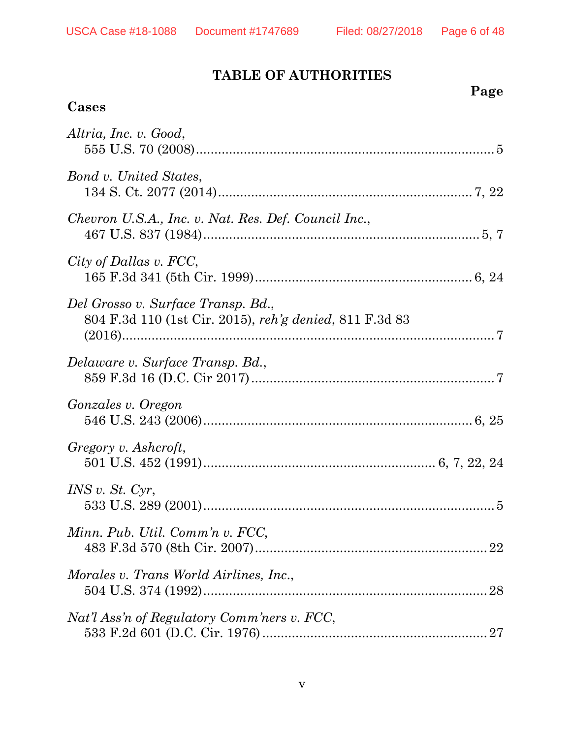# TABLE OF AUTHORITIES

**Page**

## Cases

*Altria, Inc. v. Good*,
555 U.S. 70 (2008)....................................................................................5

*Bond v. United States*,
134 S. Ct. 2077 (2014)........................................................................7, 22

*Chevron U.S.A., Inc. v. Nat. Res. Def. Council Inc.*,
467 U.S. 837 (1984)............................................................................5, 7

*City of Dallas v. FCC*,
165 F.3d 341 (5th Cir. 1999)..............................................................6, 24

*Del Grosso v. Surface Transp. Bd.*,
804 F.3d 110 (1st Cir. 2015), *reh'g denied*, 811 F.3d 83
(2016)..........................................................................................................7

*Delaware v. Surface Transp. Bd.*,
859 F.3d 16 (D.C. Cir 2017)......................................................................7

*Gonzales v. Oregon*
546 U.S. 243 (2006)............................................................................6, 25

*Gregory v. Ashcroft*,
501 U.S. 452 (1991).................................................................6, 7, 22, 24

*INS v. St. Cyr*,
533 U.S. 289 (2001)....................................................................................5

*Minn. Pub. Util. Comm'n v. FCC*,
483 F.3d 570 (8th Cir. 2007)....................................................................22

*Morales v. Trans World Airlines, Inc.*,
504 U.S. 374 (1992)..................................................................................28

*Nat'l Ass'n of Regulatory Comm'ners v. FCC*,
533 F.2d 601 (D.C. Cir. 1976)..................................................................27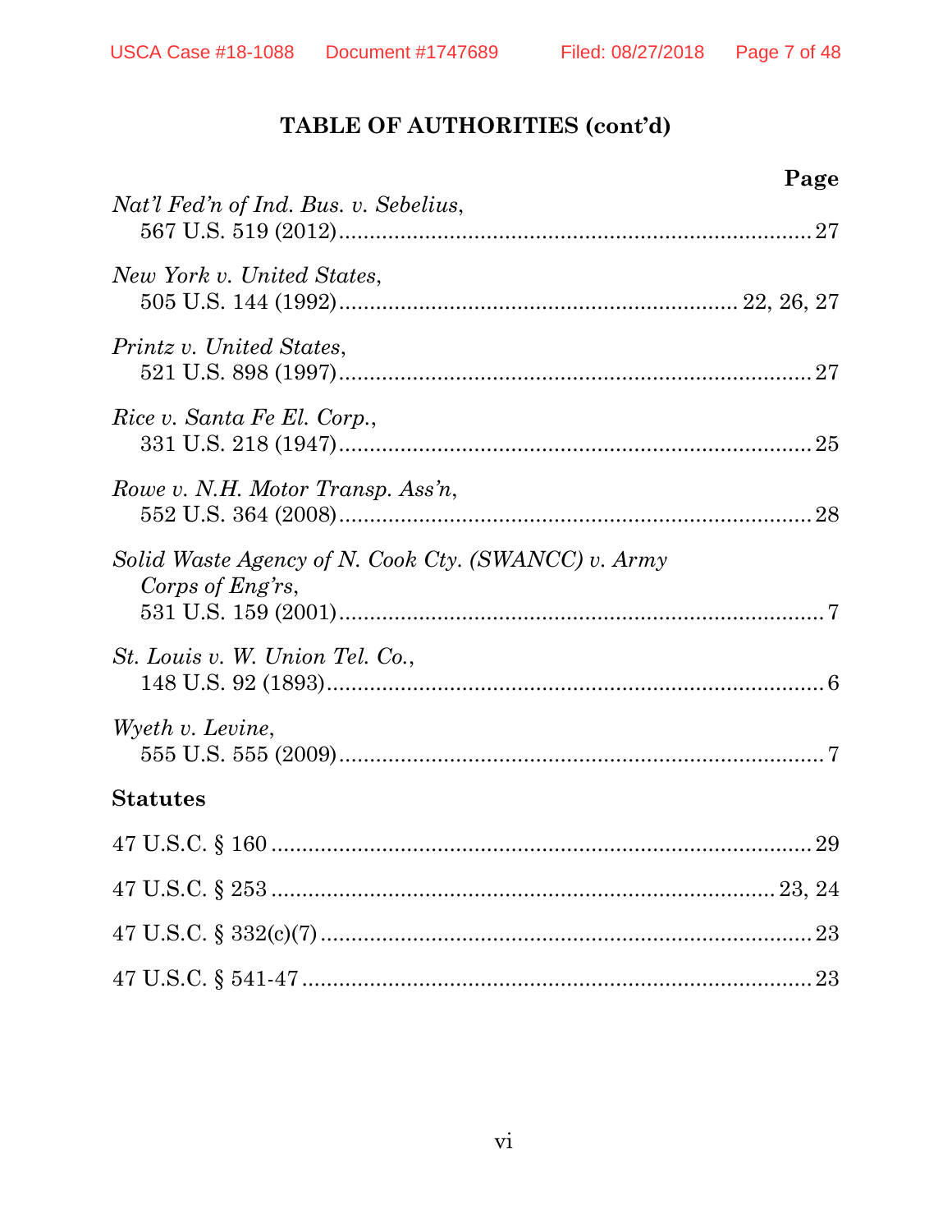## TABLE OF AUTHORITIES (cont'd)

**Page**

*Nat'l Fed'n of Ind. Bus. v. Sebelius*,
567 U.S. 519 (2012)........................................................................27

*New York v. United States*,
505 U.S. 144 (1992)........................................................22, 26, 27

*Printz v. United States*,
521 U.S. 898 (1997)........................................................................27

*Rice v. Santa Fe El. Corp.*,
331 U.S. 218 (1947)........................................................................25

*Rowe v. N.H. Motor Transp. Ass'n*,
552 U.S. 364 (2008)........................................................................28

*Solid Waste Agency of N. Cook Cty. (SWANCC) v. Army Corps of Eng'rs*,
531 U.S. 159 (2001)..........................................................................7

*St. Louis v. W. Union Tel. Co.*,
148 U.S. 92 (1893)............................................................................6

*Wyeth v. Levine*,
555 U.S. 555 (2009)..........................................................................7

**Statutes**

47 U.S.C. § 160 ....................................................................................29

47 U.S.C. § 253 ..............................................................................23, 24

47 U.S.C. § 332(c)(7) ...........................................................................23

47 U.S.C. § 541-47 ...............................................................................23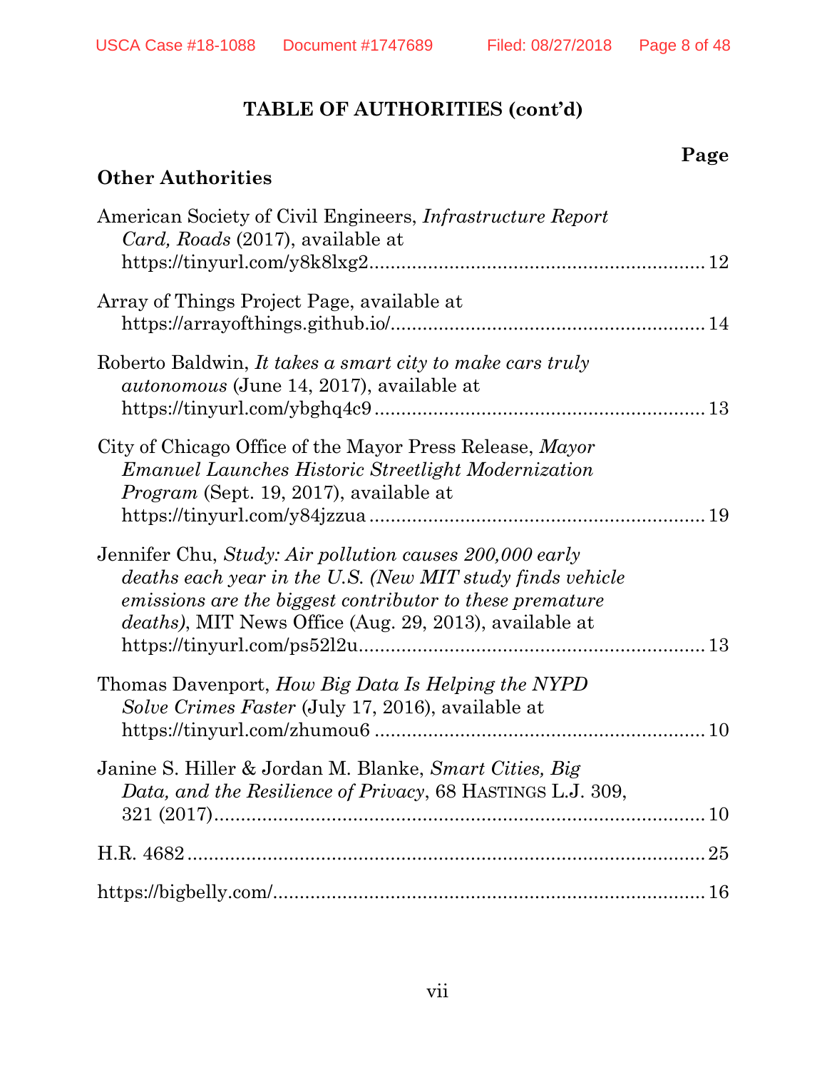## TABLE OF AUTHORITIES (cont'd)

**Page**

### Other Authorities

American Society of Civil Engineers, *Infrastructure Report Card, Roads* (2017), available at https://tinyurl.com/y8k8lxg2 ........................................................ 12

Array of Things Project Page, available at https://arrayofthings.github.io/ ........................................................ 14

Roberto Baldwin, *It takes a smart city to make cars truly autonomous* (June 14, 2017), available at https://tinyurl.com/ybghq4c9 ........................................................ 13

City of Chicago Office of the Mayor Press Release, *Mayor Emanuel Launches Historic Streetlight Modernization Program* (Sept. 19, 2017), available at https://tinyurl.com/y84jzzua ........................................................ 19

Jennifer Chu, *Study: Air pollution causes 200,000 early deaths each year in the U.S. (New MIT study finds vehicle emissions are the biggest contributor to these premature deaths)*, MIT News Office (Aug. 29, 2013), available at https://tinyurl.com/ps52l2u ........................................................ 13

Thomas Davenport, *How Big Data Is Helping the NYPD Solve Crimes Faster* (July 17, 2016), available at https://tinyurl.com/zhumou6 ........................................................ 10

Janine S. Hiller & Jordan M. Blanke, *Smart Cities, Big Data, and the Resilience of Privacy*, 68 HASTINGS L.J. 309, 321 (2017) ........................................................ 10

H.R. 4682 ........................................................ 25

https://bigbelly.com/ ........................................................ 16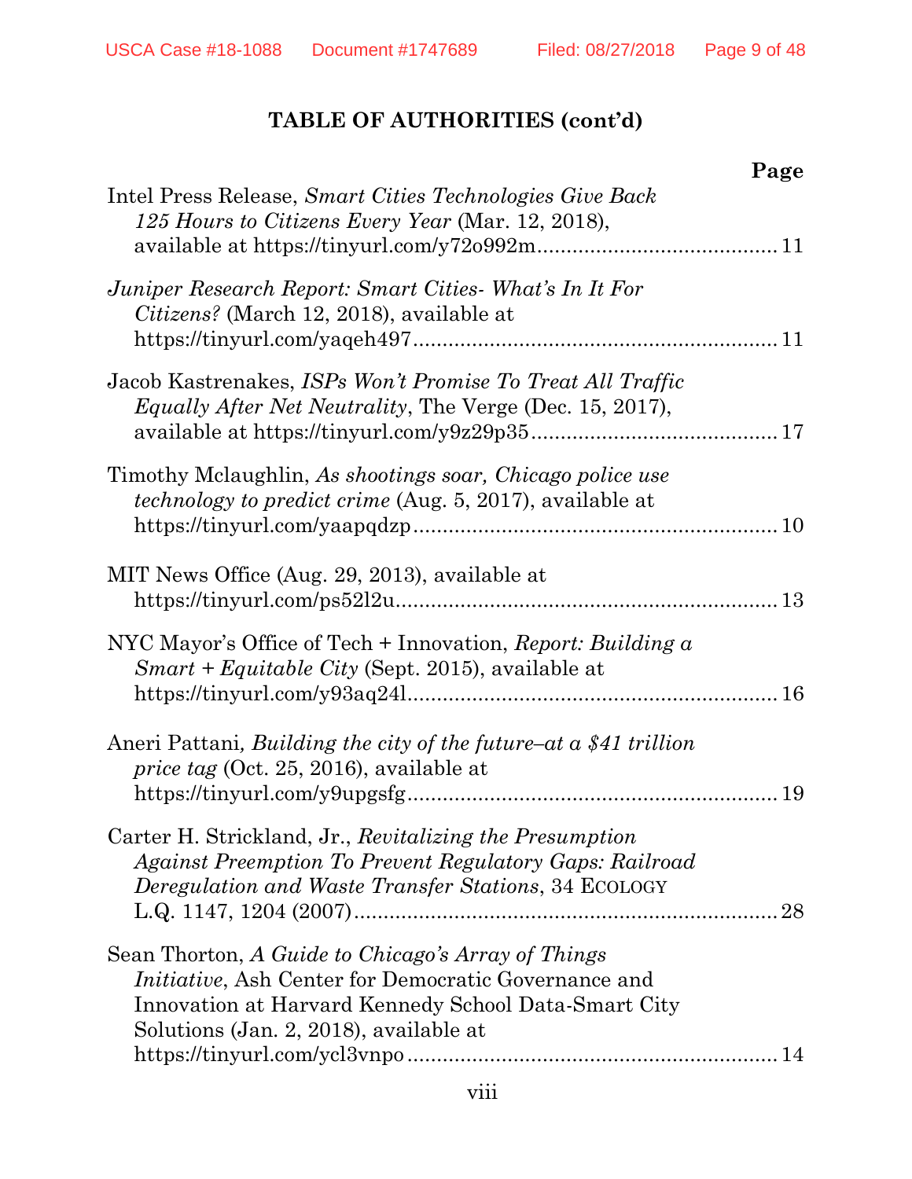**TABLE OF AUTHORITIES (cont'd)**

**Page**

Intel Press Release, *Smart Cities Technologies Give Back 125 Hours to Citizens Every Year* (Mar. 12, 2018), available at https://tinyurl.com/y72o992m........................................ 11

*Juniper Research Report: Smart Cities- What's In It For Citizens?* (March 12, 2018), available at https://tinyurl.com/yaqeh497............................................................ 11

Jacob Kastrenakes, *ISPs Won't Promise To Treat All Traffic Equally After Net Neutrality*, The Verge (Dec. 15, 2017), available at https://tinyurl.com/y9z29p35......................................... 17

Timothy Mclaughlin, *As shootings soar, Chicago police use technology to predict crime* (Aug. 5, 2017), available at https://tinyurl.com/yaapqdzp............................................................. 10

MIT News Office (Aug. 29, 2013), available at https://tinyurl.com/ps52l2u................................................................ 13

NYC Mayor's Office of Tech + Innovation, *Report: Building a Smart + Equitable City* (Sept. 2015), available at https://tinyurl.com/y93aq24l............................................................. 16

Aneri Pattani*, Building the city of the future–at a $41 trillion price tag* (Oct. 25, 2016), available at https://tinyurl.com/y9upgsfg............................................................. 19

Carter H. Strickland, Jr., *Revitalizing the Presumption Against Preemption To Prevent Regulatory Gaps: Railroad Deregulation and Waste Transfer Stations*, 34 ECOLOGY L.Q. 1147, 1204 (2007)....................................................................... 28

Sean Thorton, *A Guide to Chicago's Array of Things Initiative*, Ash Center for Democratic Governance and Innovation at Harvard Kennedy School Data-Smart City Solutions (Jan. 2, 2018), available at https://tinyurl.com/ycl3vnpo............................................................. 14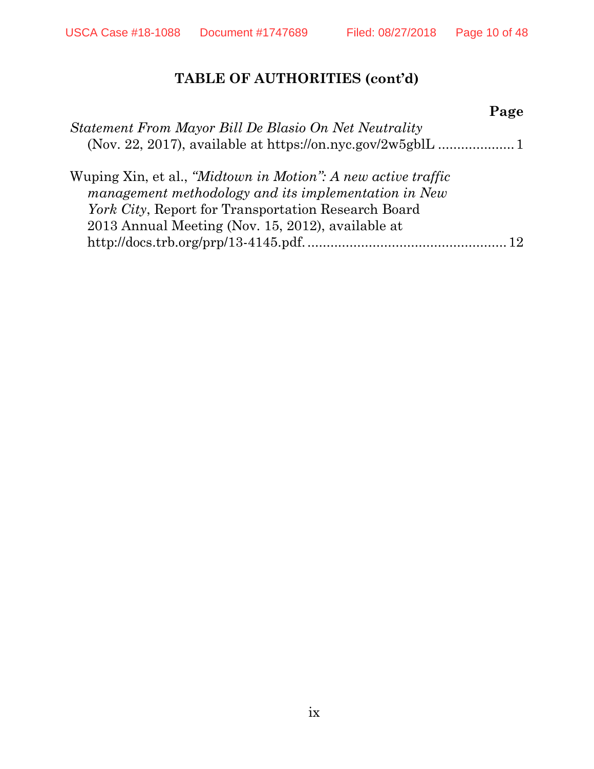## TABLE OF AUTHORITIES (cont'd)

**Page**

*Statement From Mayor Bill De Blasio On Net Neutrality* (Nov. 22, 2017), available at https://on.nyc.gov/2w5gblL .................... 1

Wuping Xin, et al., *"Midtown in Motion": A new active traffic management methodology and its implementation in New York City*, Report for Transportation Research Board 2013 Annual Meeting (Nov. 15, 2012), available at http://docs.trb.org/prp/13-4145.pdf. .................................................... 12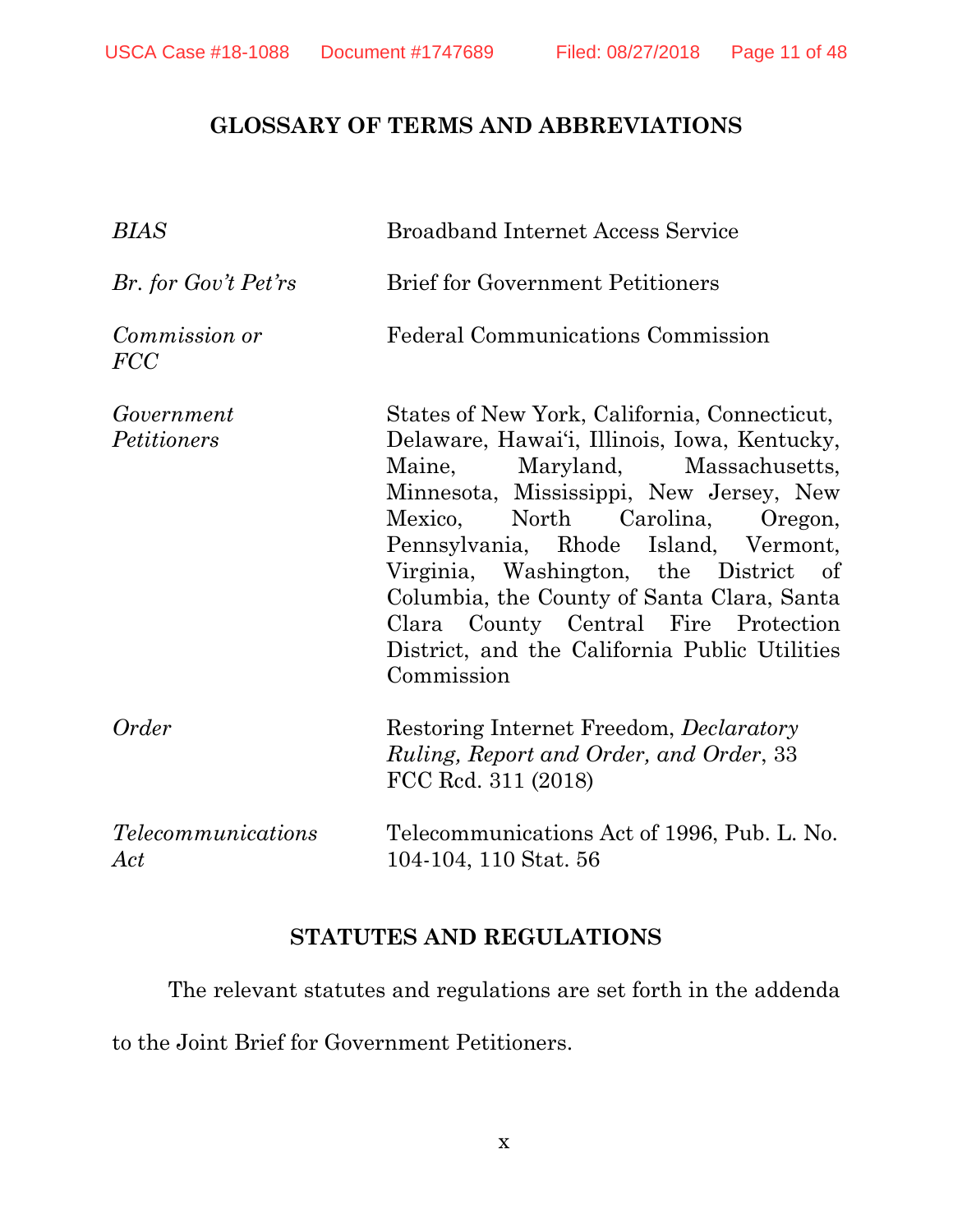## GLOSSARY OF TERMS AND ABBREVIATIONS

| | |
|---|---|
| *BIAS* | Broadband Internet Access Service |
| *Br. for Gov't Pet'rs* | Brief for Government Petitioners |
| *Commission or FCC* | Federal Communications Commission |
| *Government Petitioners* | States of New York, California, Connecticut, Delaware, Hawai'i, Illinois, Iowa, Kentucky, Maine, Maryland, Massachusetts, Minnesota, Mississippi, New Jersey, New Mexico, North Carolina, Oregon, Pennsylvania, Rhode Island, Vermont, Virginia, Washington, the District of Columbia, the County of Santa Clara, Santa Clara County Central Fire Protection District, and the California Public Utilities Commission |
| *Order* | Restoring Internet Freedom, *Declaratory Ruling, Report and Order, and Order*, 33 FCC Rcd. 311 (2018) |
| *Telecommunications Act* | Telecommunications Act of 1996, Pub. L. No. 104-104, 110 Stat. 56 |

## STATUTES AND REGULATIONS

The relevant statutes and regulations are set forth in the addenda to the Joint Brief for Government Petitioners.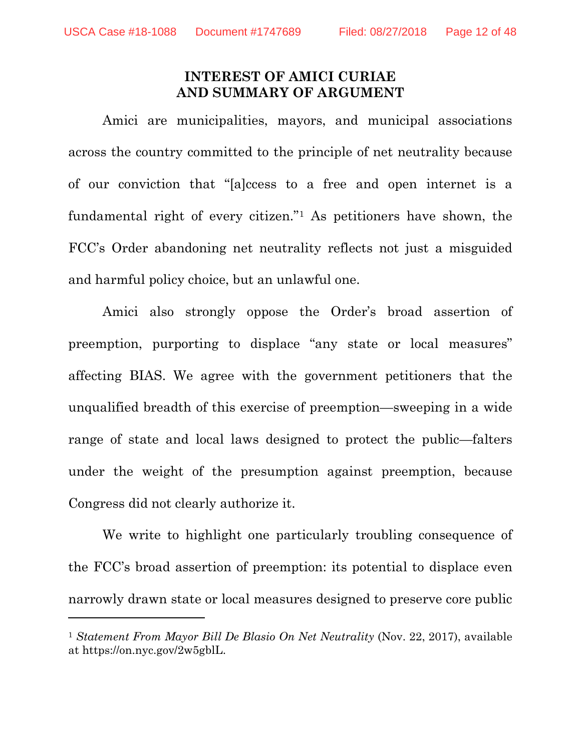# INTEREST OF AMICI CURIAE AND SUMMARY OF ARGUMENT

Amici are municipalities, mayors, and municipal associations across the country committed to the principle of net neutrality because of our conviction that "[a]ccess to a free and open internet is a fundamental right of every citizen."[1] As petitioners have shown, the FCC's Order abandoning net neutrality reflects not just a misguided and harmful policy choice, but an unlawful one.

Amici also strongly oppose the Order's broad assertion of preemption, purporting to displace "any state or local measures" affecting BIAS. We agree with the government petitioners that the unqualified breadth of this exercise of preemption—sweeping in a wide range of state and local laws designed to protect the public—falters under the weight of the presumption against preemption, because Congress did not clearly authorize it.

We write to highlight one particularly troubling consequence of the FCC's broad assertion of preemption: its potential to displace even narrowly drawn state or local measures designed to preserve core public

---

[1] *Statement From Mayor Bill De Blasio On Net Neutrality* (Nov. 22, 2017), available at https://on.nyc.gov/2w5gblL.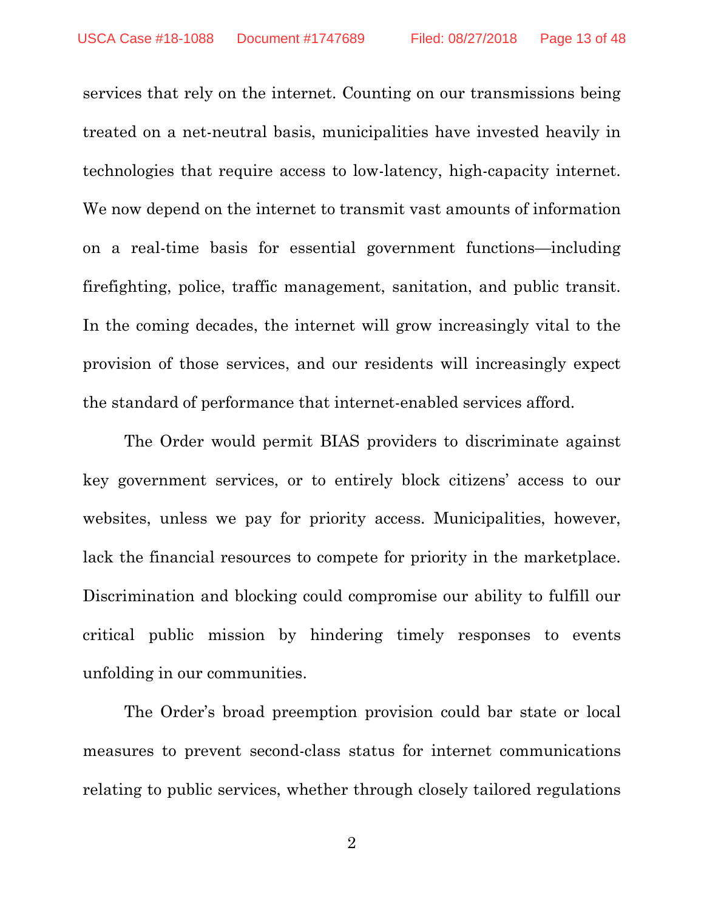services that rely on the internet. Counting on our transmissions being treated on a net-neutral basis, municipalities have invested heavily in technologies that require access to low-latency, high-capacity internet. We now depend on the internet to transmit vast amounts of information on a real-time basis for essential government functions—including firefighting, police, traffic management, sanitation, and public transit. In the coming decades, the internet will grow increasingly vital to the provision of those services, and our residents will increasingly expect the standard of performance that internet-enabled services afford.

The Order would permit BIAS providers to discriminate against key government services, or to entirely block citizens' access to our websites, unless we pay for priority access. Municipalities, however, lack the financial resources to compete for priority in the marketplace. Discrimination and blocking could compromise our ability to fulfill our critical public mission by hindering timely responses to events unfolding in our communities.

The Order's broad preemption provision could bar state or local measures to prevent second-class status for internet communications relating to public services, whether through closely tailored regulations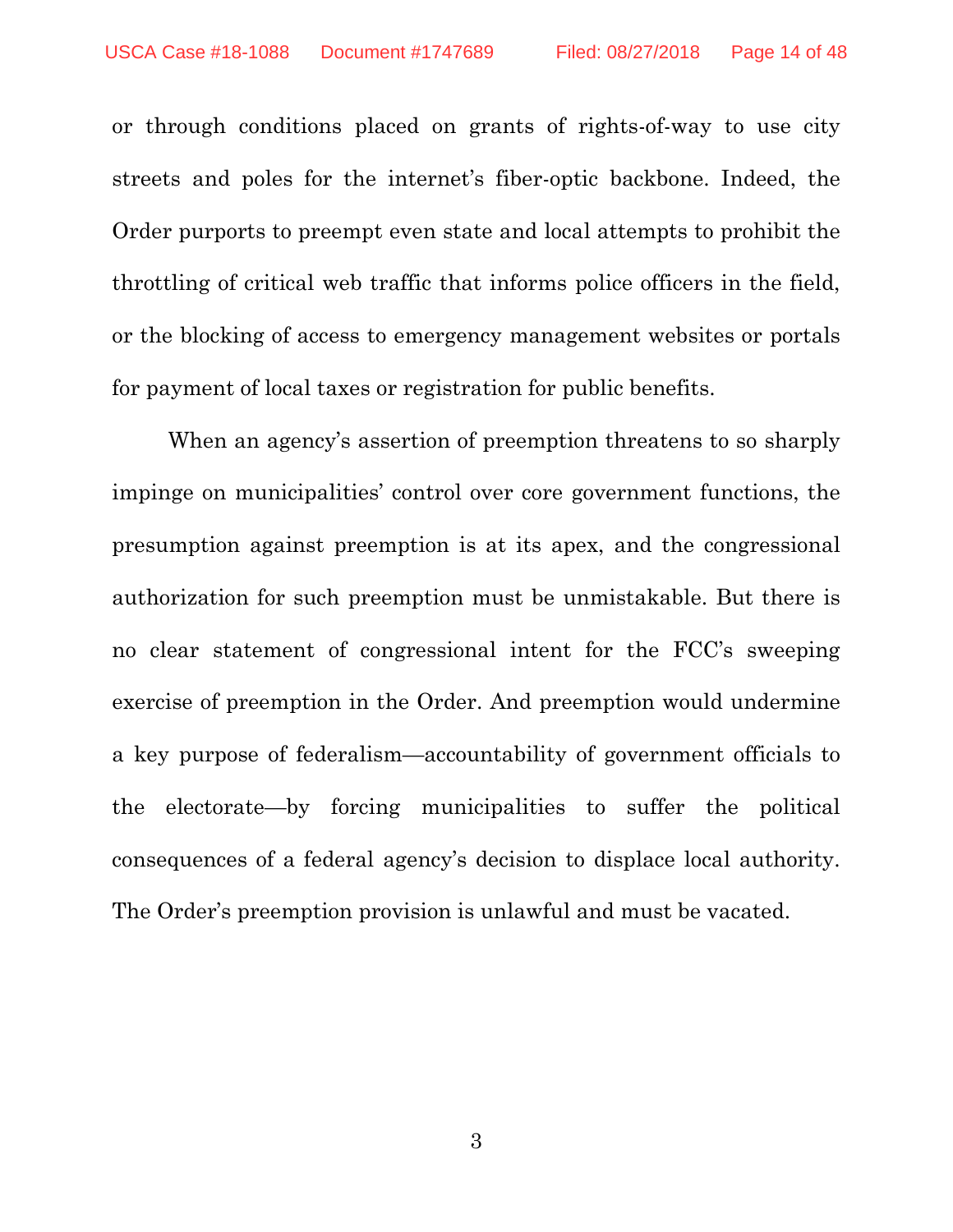or through conditions placed on grants of rights-of-way to use city streets and poles for the internet's fiber-optic backbone. Indeed, the Order purports to preempt even state and local attempts to prohibit the throttling of critical web traffic that informs police officers in the field, or the blocking of access to emergency management websites or portals for payment of local taxes or registration for public benefits.

When an agency's assertion of preemption threatens to so sharply impinge on municipalities' control over core government functions, the presumption against preemption is at its apex, and the congressional authorization for such preemption must be unmistakable. But there is no clear statement of congressional intent for the FCC's sweeping exercise of preemption in the Order. And preemption would undermine a key purpose of federalism—accountability of government officials to the electorate—by forcing municipalities to suffer the political consequences of a federal agency's decision to displace local authority. The Order's preemption provision is unlawful and must be vacated.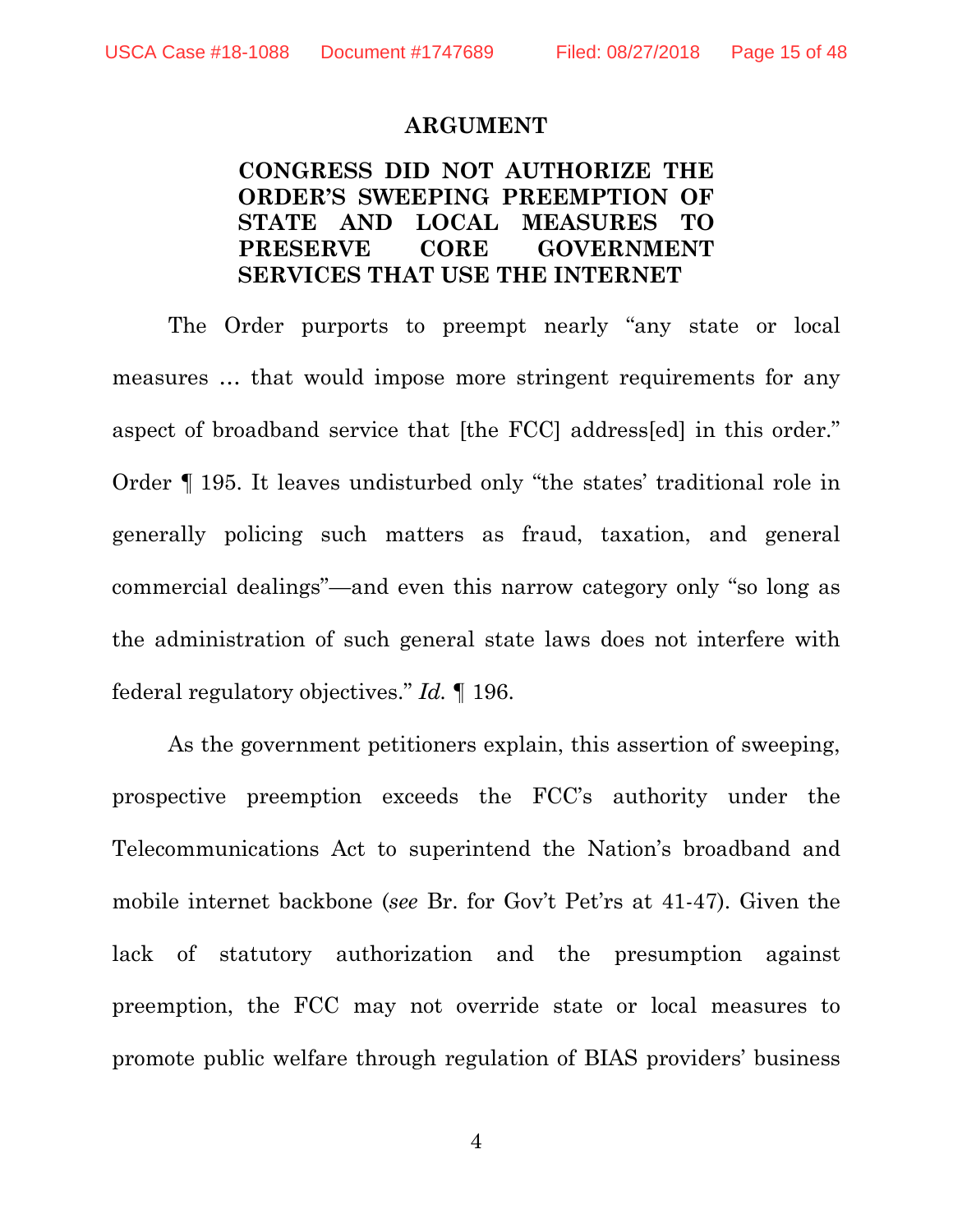## ARGUMENT

### CONGRESS DID NOT AUTHORIZE THE ORDER'S SWEEPING PREEMPTION OF STATE AND LOCAL MEASURES TO PRESERVE CORE GOVERNMENT SERVICES THAT USE THE INTERNET

The Order purports to preempt nearly "any state or local measures … that would impose more stringent requirements for any aspect of broadband service that [the FCC] address[ed] in this order." Order ¶ 195. It leaves undisturbed only "the states' traditional role in generally policing such matters as fraud, taxation, and general commercial dealings"—and even this narrow category only "so long as the administration of such general state laws does not interfere with federal regulatory objectives." *Id.* ¶ 196.

As the government petitioners explain, this assertion of sweeping, prospective preemption exceeds the FCC's authority under the Telecommunications Act to superintend the Nation's broadband and mobile internet backbone (*see* Br. for Gov't Pet'rs at 41-47). Given the lack of statutory authorization and the presumption against preemption, the FCC may not override state or local measures to promote public welfare through regulation of BIAS providers' business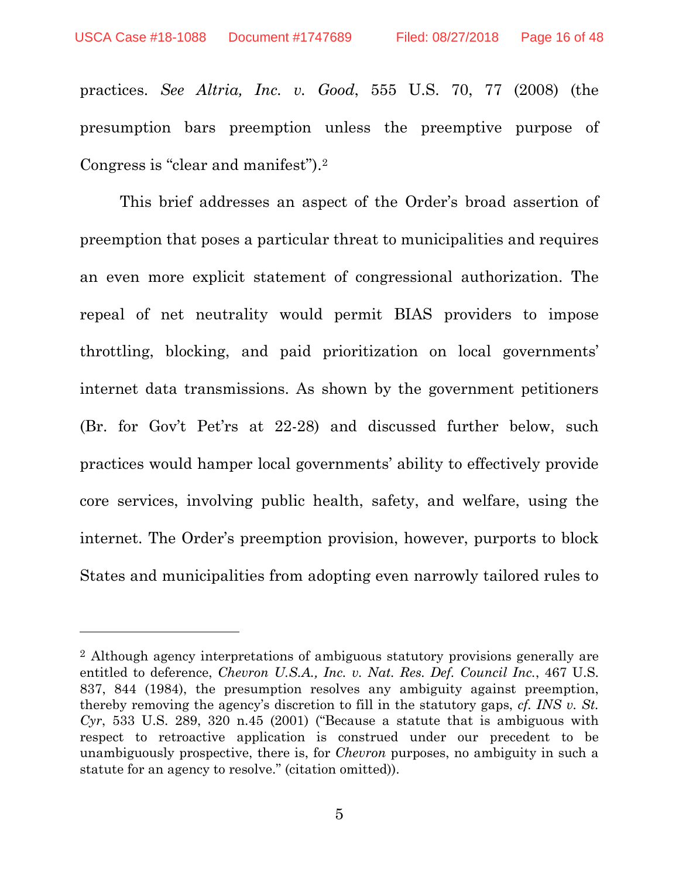practices. *See Altria, Inc. v. Good*, 555 U.S. 70, 77 (2008) (the presumption bars preemption unless the preemptive purpose of Congress is "clear and manifest").[2]

This brief addresses an aspect of the Order's broad assertion of preemption that poses a particular threat to municipalities and requires an even more explicit statement of congressional authorization. The repeal of net neutrality would permit BIAS providers to impose throttling, blocking, and paid prioritization on local governments' internet data transmissions. As shown by the government petitioners (Br. for Gov't Pet'rs at 22-28) and discussed further below, such practices would hamper local governments' ability to effectively provide core services, involving public health, safety, and welfare, using the internet. The Order's preemption provision, however, purports to block States and municipalities from adopting even narrowly tailored rules to

---

[2] Although agency interpretations of ambiguous statutory provisions generally are entitled to deference, *Chevron U.S.A., Inc. v. Nat. Res. Def. Council Inc.*, 467 U.S. 837, 844 (1984), the presumption resolves any ambiguity against preemption, thereby removing the agency's discretion to fill in the statutory gaps, *cf. INS v. St. Cyr*, 533 U.S. 289, 320 n.45 (2001) ("Because a statute that is ambiguous with respect to retroactive application is construed under our precedent to be unambiguously prospective, there is, for *Chevron* purposes, no ambiguity in such a statute for an agency to resolve." (citation omitted)).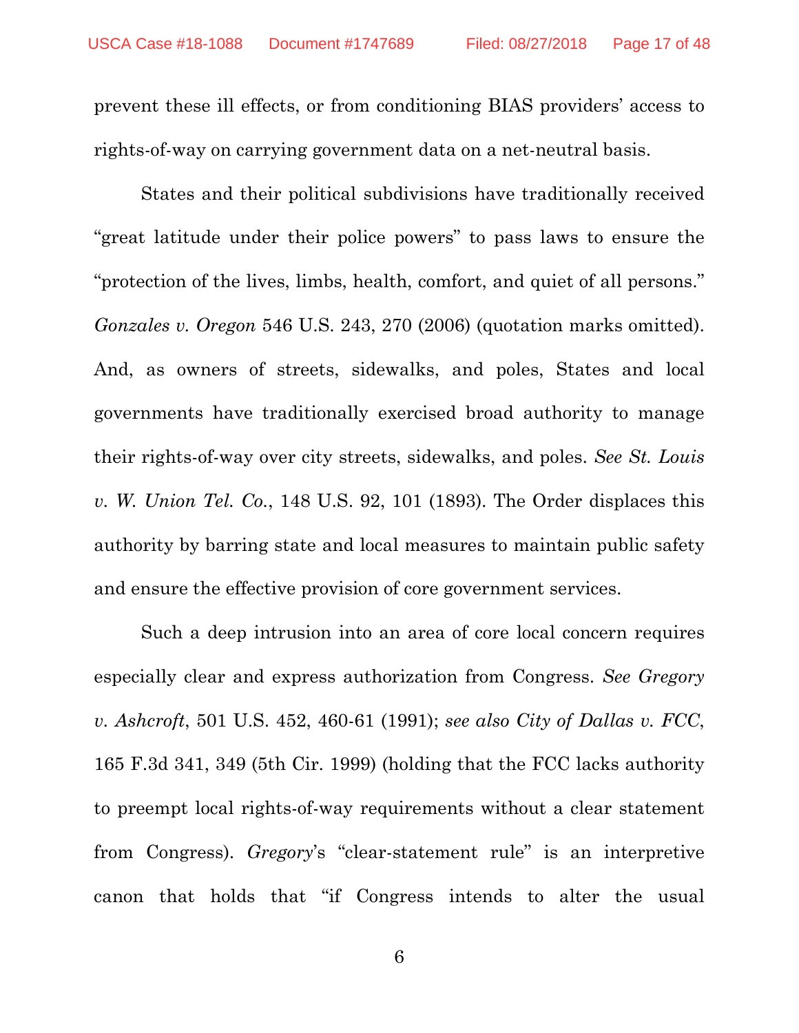prevent these ill effects, or from conditioning BIAS providers' access to rights-of-way on carrying government data on a net-neutral basis.

States and their political subdivisions have traditionally received "great latitude under their police powers" to pass laws to ensure the "protection of the lives, limbs, health, comfort, and quiet of all persons." *Gonzales v. Oregon* 546 U.S. 243, 270 (2006) (quotation marks omitted). And, as owners of streets, sidewalks, and poles, States and local governments have traditionally exercised broad authority to manage their rights-of-way over city streets, sidewalks, and poles. *See St. Louis v. W. Union Tel. Co.*, 148 U.S. 92, 101 (1893). The Order displaces this authority by barring state and local measures to maintain public safety and ensure the effective provision of core government services.

Such a deep intrusion into an area of core local concern requires especially clear and express authorization from Congress. *See Gregory v. Ashcroft*, 501 U.S. 452, 460-61 (1991); *see also City of Dallas v. FCC*, 165 F.3d 341, 349 (5th Cir. 1999) (holding that the FCC lacks authority to preempt local rights-of-way requirements without a clear statement from Congress). *Gregory*'s "clear-statement rule" is an interpretive canon that holds that "if Congress intends to alter the usual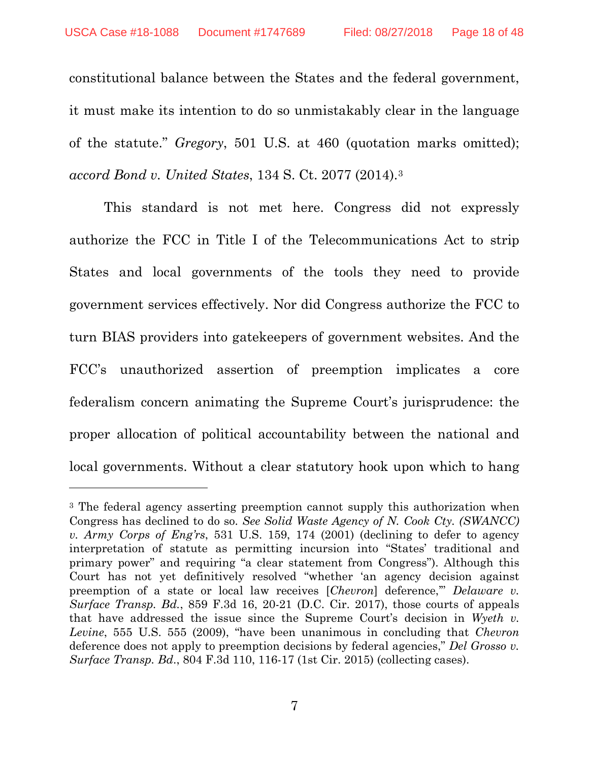constitutional balance between the States and the federal government, it must make its intention to do so unmistakably clear in the language of the statute." *Gregory*, 501 U.S. at 460 (quotation marks omitted); *accord Bond v. United States*, 134 S. Ct. 2077 (2014).[3]

This standard is not met here. Congress did not expressly authorize the FCC in Title I of the Telecommunications Act to strip States and local governments of the tools they need to provide government services effectively. Nor did Congress authorize the FCC to turn BIAS providers into gatekeepers of government websites. And the FCC's unauthorized assertion of preemption implicates a core federalism concern animating the Supreme Court's jurisprudence: the proper allocation of political accountability between the national and local governments. Without a clear statutory hook upon which to hang

---

[3] The federal agency asserting preemption cannot supply this authorization when Congress has declined to do so. *See Solid Waste Agency of N. Cook Cty. (SWANCC) v. Army Corps of Eng'rs*, 531 U.S. 159, 174 (2001) (declining to defer to agency interpretation of statute as permitting incursion into "States' traditional and primary power" and requiring "a clear statement from Congress"). Although this Court has not yet definitively resolved "whether 'an agency decision against preemption of a state or local law receives [*Chevron*] deference,'" *Delaware v. Surface Transp. Bd.*, 859 F.3d 16, 20-21 (D.C. Cir. 2017), those courts of appeals that have addressed the issue since the Supreme Court's decision in *Wyeth v. Levine*, 555 U.S. 555 (2009), "have been unanimous in concluding that *Chevron* deference does not apply to preemption decisions by federal agencies," *Del Grosso v. Surface Transp. Bd.*, 804 F.3d 110, 116-17 (1st Cir. 2015) (collecting cases).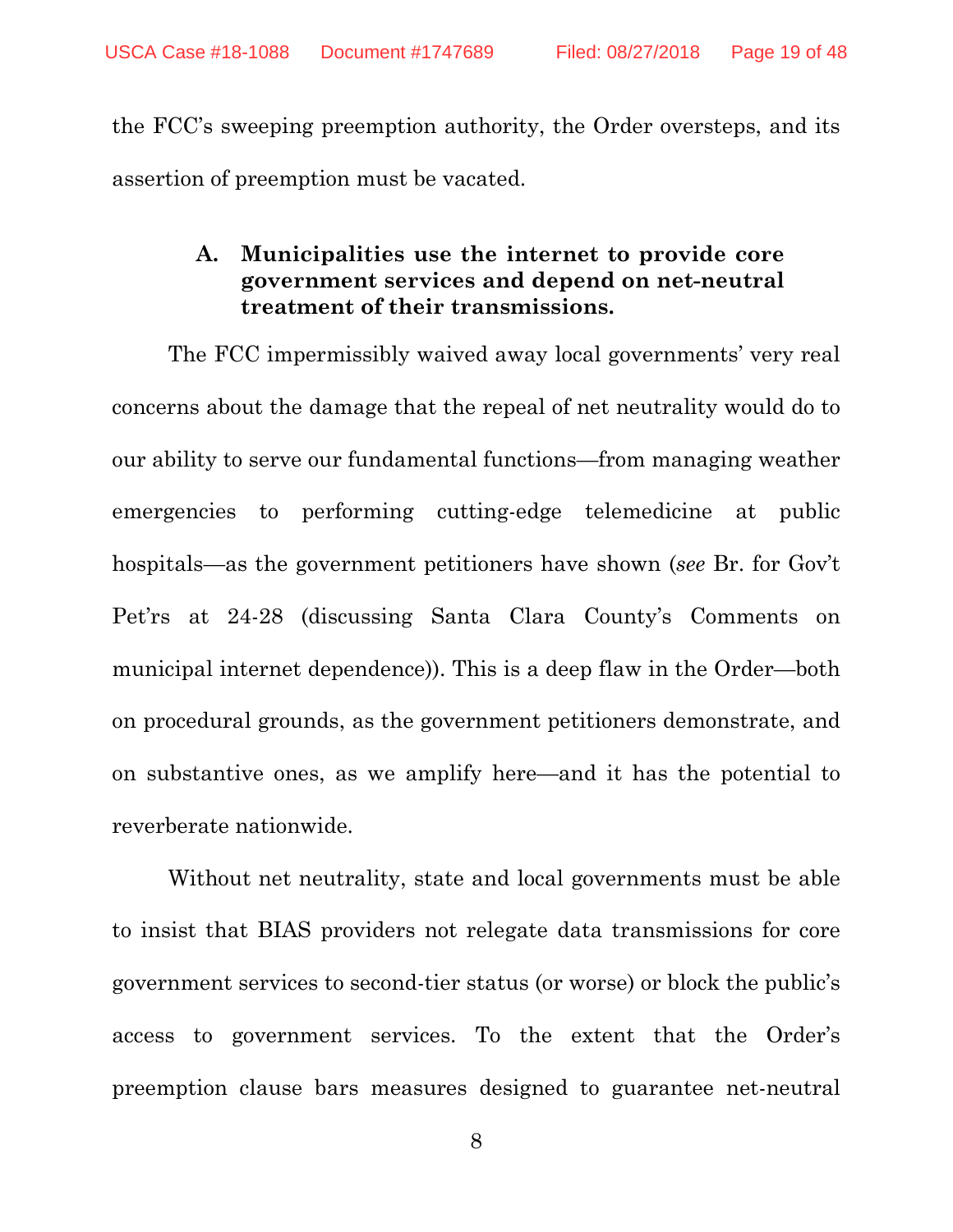the FCC's sweeping preemption authority, the Order oversteps, and its assertion of preemption must be vacated.

### A. Municipalities use the internet to provide core government services and depend on net-neutral treatment of their transmissions.

The FCC impermissibly waived away local governments' very real concerns about the damage that the repeal of net neutrality would do to our ability to serve our fundamental functions—from managing weather emergencies to performing cutting-edge telemedicine at public hospitals—as the government petitioners have shown (*see* Br. for Gov't Pet'rs at 24-28 (discussing Santa Clara County's Comments on municipal internet dependence)). This is a deep flaw in the Order—both on procedural grounds, as the government petitioners demonstrate, and on substantive ones, as we amplify here—and it has the potential to reverberate nationwide.

Without net neutrality, state and local governments must be able to insist that BIAS providers not relegate data transmissions for core government services to second-tier status (or worse) or block the public's access to government services. To the extent that the Order's preemption clause bars measures designed to guarantee net-neutral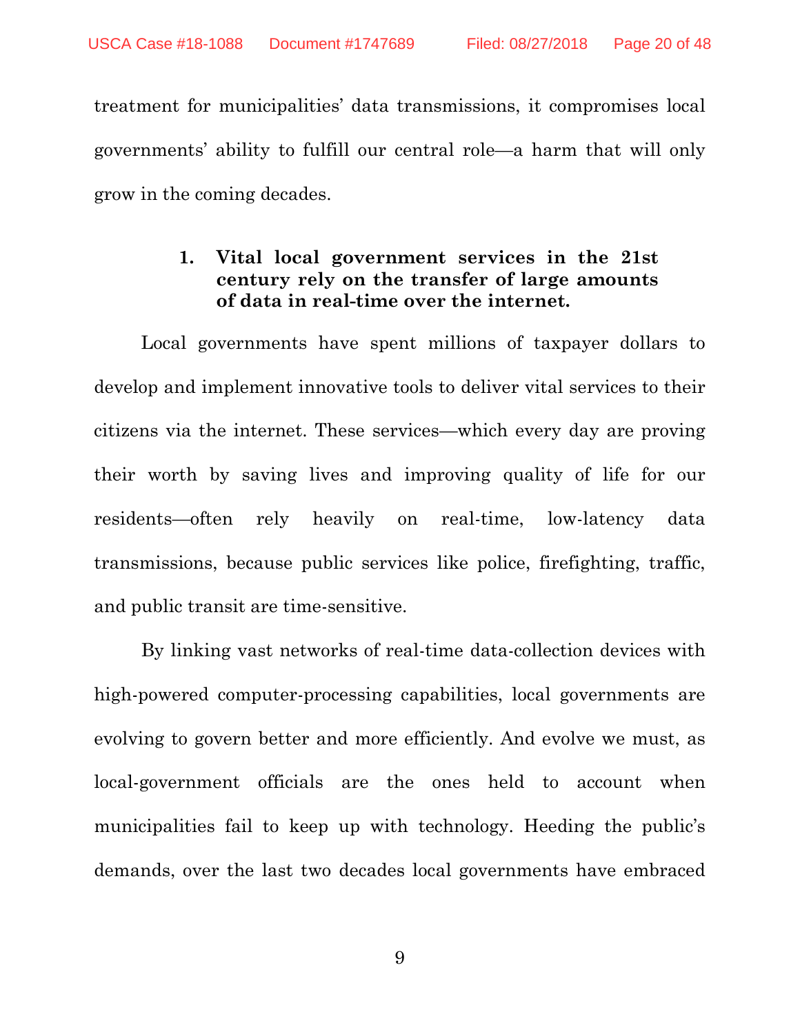treatment for municipalities' data transmissions, it compromises local governments' ability to fulfill our central role—a harm that will only grow in the coming decades.

### 1. Vital local government services in the 21st century rely on the transfer of large amounts of data in real-time over the internet.

Local governments have spent millions of taxpayer dollars to develop and implement innovative tools to deliver vital services to their citizens via the internet. These services—which every day are proving their worth by saving lives and improving quality of life for our residents—often rely heavily on real-time, low-latency data transmissions, because public services like police, firefighting, traffic, and public transit are time-sensitive.

By linking vast networks of real-time data-collection devices with high-powered computer-processing capabilities, local governments are evolving to govern better and more efficiently. And evolve we must, as local-government officials are the ones held to account when municipalities fail to keep up with technology. Heeding the public's demands, over the last two decades local governments have embraced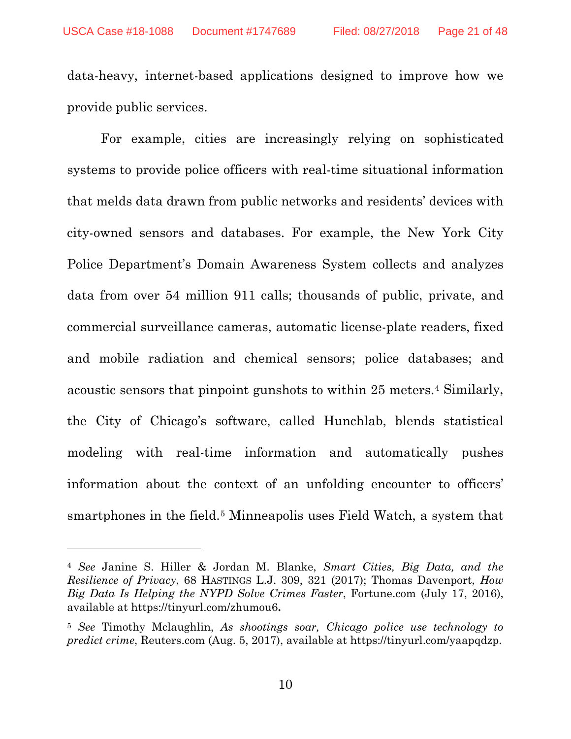data-heavy, internet-based applications designed to improve how we provide public services.

For example, cities are increasingly relying on sophisticated systems to provide police officers with real-time situational information that melds data drawn from public networks and residents' devices with city-owned sensors and databases. For example, the New York City Police Department's Domain Awareness System collects and analyzes data from over 54 million 911 calls; thousands of public, private, and commercial surveillance cameras, automatic license-plate readers, fixed and mobile radiation and chemical sensors; police databases; and acoustic sensors that pinpoint gunshots to within 25 meters.[4] Similarly, the City of Chicago's software, called Hunchlab, blends statistical modeling with real-time information and automatically pushes information about the context of an unfolding encounter to officers' smartphones in the field.[5] Minneapolis uses Field Watch, a system that

---

[4] *See* Janine S. Hiller & Jordan M. Blanke, *Smart Cities, Big Data, and the Resilience of Privacy*, 68 HASTINGS L.J. 309, 321 (2017); Thomas Davenport, *How Big Data Is Helping the NYPD Solve Crimes Faster*, Fortune.com (July 17, 2016), available at https://tinyurl.com/zhumou6**.**

[5] *See* Timothy Mclaughlin, *As shootings soar, Chicago police use technology to predict crime*, Reuters.com (Aug. 5, 2017), available at https://tinyurl.com/yaapqdzp.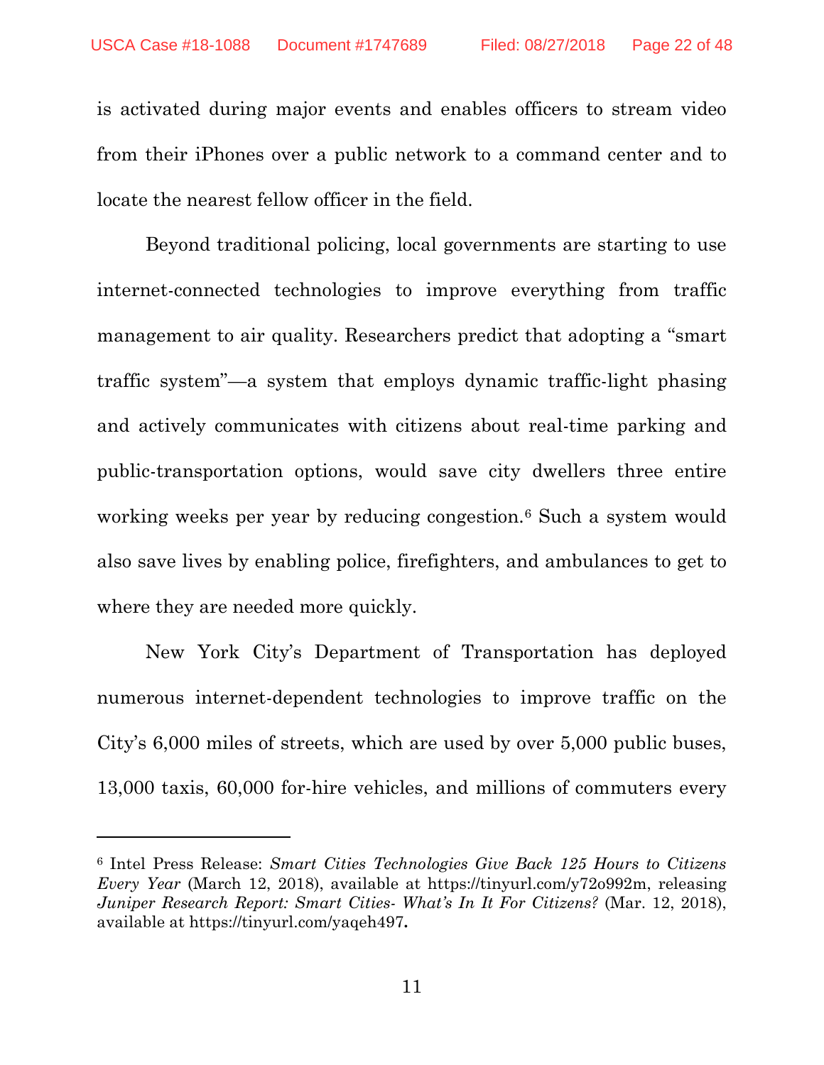is activated during major events and enables officers to stream video from their iPhones over a public network to a command center and to locate the nearest fellow officer in the field.

Beyond traditional policing, local governments are starting to use internet-connected technologies to improve everything from traffic management to air quality. Researchers predict that adopting a "smart traffic system"—a system that employs dynamic traffic-light phasing and actively communicates with citizens about real-time parking and public-transportation options, would save city dwellers three entire working weeks per year by reducing congestion.[6] Such a system would also save lives by enabling police, firefighters, and ambulances to get to where they are needed more quickly.

New York City's Department of Transportation has deployed numerous internet-dependent technologies to improve traffic on the City's 6,000 miles of streets, which are used by over 5,000 public buses, 13,000 taxis, 60,000 for-hire vehicles, and millions of commuters every

---

[6] Intel Press Release: *Smart Cities Technologies Give Back 125 Hours to Citizens Every Year* (March 12, 2018), available at https://tinyurl.com/y72o992m, releasing *Juniper Research Report: Smart Cities- What's In It For Citizens?* (Mar. 12, 2018), available at https://tinyurl.com/yaqeh497**.**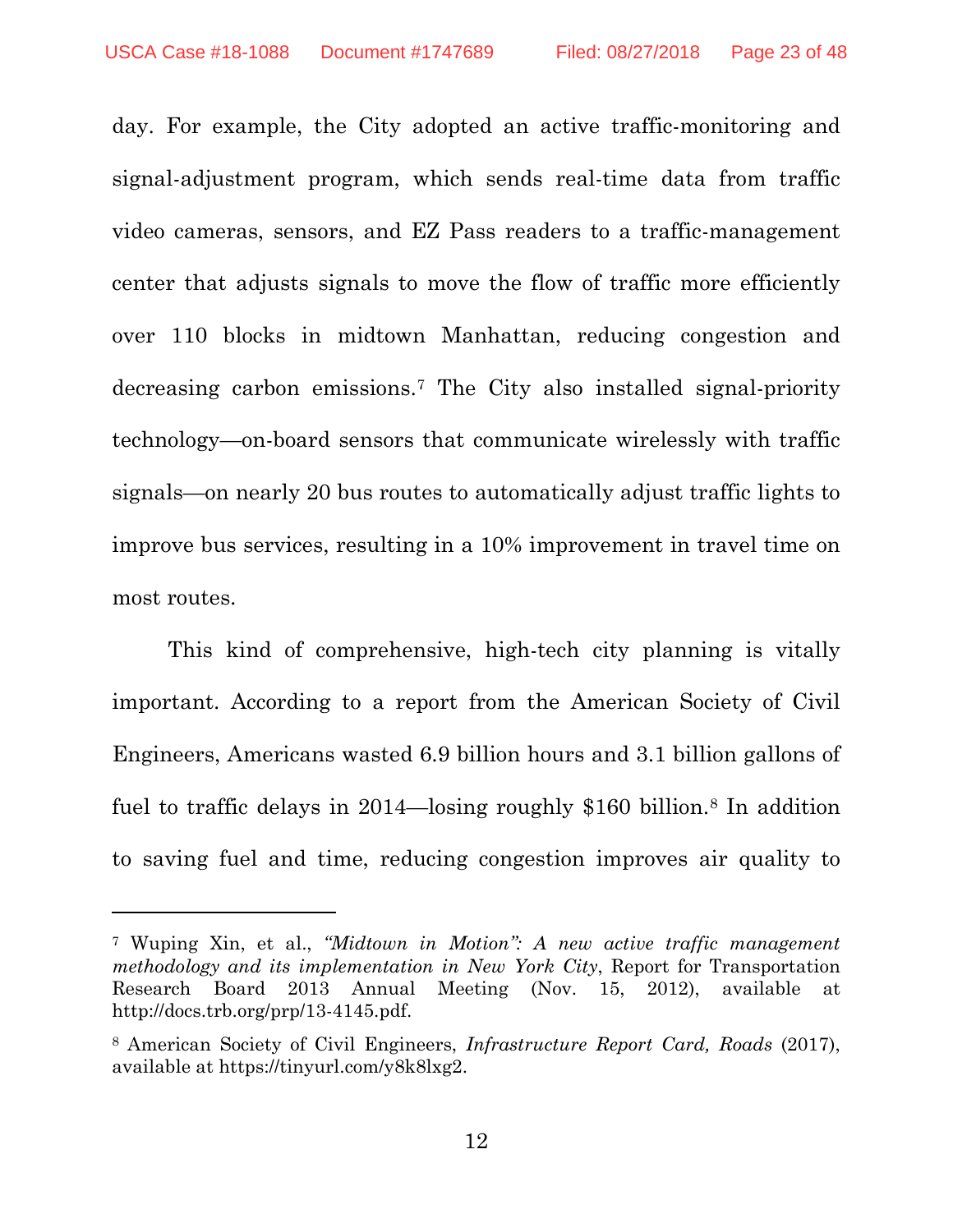day. For example, the City adopted an active traffic-monitoring and signal-adjustment program, which sends real-time data from traffic video cameras, sensors, and EZ Pass readers to a traffic-management center that adjusts signals to move the flow of traffic more efficiently over 110 blocks in midtown Manhattan, reducing congestion and decreasing carbon emissions.[7] The City also installed signal-priority technology—on-board sensors that communicate wirelessly with traffic signals—on nearly 20 bus routes to automatically adjust traffic lights to improve bus services, resulting in a 10% improvement in travel time on most routes.

This kind of comprehensive, high-tech city planning is vitally important. According to a report from the American Society of Civil Engineers, Americans wasted 6.9 billion hours and 3.1 billion gallons of fuel to traffic delays in 2014—losing roughly $160 billion.[8] In addition to saving fuel and time, reducing congestion improves air quality to

---

[7] Wuping Xin, et al., *"Midtown in Motion": A new active traffic management methodology and its implementation in New York City*, Report for Transportation Research Board 2013 Annual Meeting (Nov. 15, 2012), available at http://docs.trb.org/prp/13-4145.pdf.

[8] American Society of Civil Engineers, *Infrastructure Report Card, Roads* (2017), available at https://tinyurl.com/y8k8lxg2.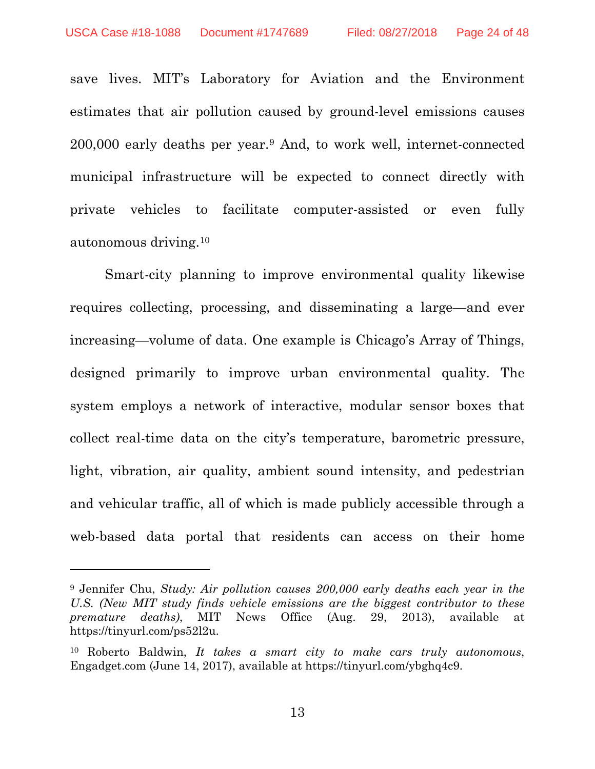save lives. MIT's Laboratory for Aviation and the Environment estimates that air pollution caused by ground-level emissions causes 200,000 early deaths per year.[9] And, to work well, internet-connected municipal infrastructure will be expected to connect directly with private vehicles to facilitate computer-assisted or even fully autonomous driving.[10]

Smart-city planning to improve environmental quality likewise requires collecting, processing, and disseminating a large—and ever increasing—volume of data. One example is Chicago's Array of Things, designed primarily to improve urban environmental quality. The system employs a network of interactive, modular sensor boxes that collect real-time data on the city's temperature, barometric pressure, light, vibration, air quality, ambient sound intensity, and pedestrian and vehicular traffic, all of which is made publicly accessible through a web-based data portal that residents can access on their home

---

[9] Jennifer Chu, *Study: Air pollution causes 200,000 early deaths each year in the U.S. (New MIT study finds vehicle emissions are the biggest contributor to these premature deaths)*, MIT News Office (Aug. 29, 2013), available at https://tinyurl.com/ps52l2u.

[10] Roberto Baldwin, *It takes a smart city to make cars truly autonomous*, Engadget.com (June 14, 2017), available at https://tinyurl.com/ybghq4c9.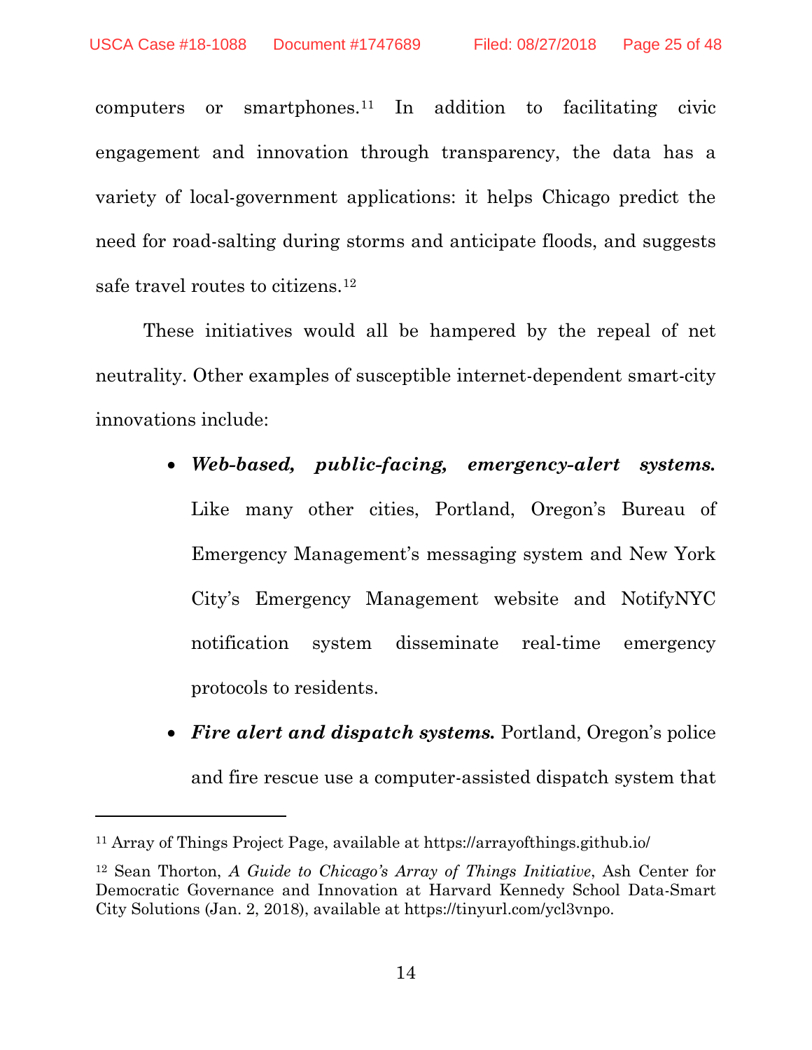computers or smartphones.[11] In addition to facilitating civic engagement and innovation through transparency, the data has a variety of local-government applications: it helps Chicago predict the need for road-salting during storms and anticipate floods, and suggests safe travel routes to citizens.[12]

These initiatives would all be hampered by the repeal of net neutrality. Other examples of susceptible internet-dependent smart-city innovations include:

- ***Web-based, public-facing, emergency-alert systems.*** Like many other cities, Portland, Oregon's Bureau of Emergency Management's messaging system and New York City's Emergency Management website and NotifyNYC notification system disseminate real-time emergency protocols to residents.
- ***Fire alert and dispatch systems.*** Portland, Oregon's police and fire rescue use a computer-assisted dispatch system that

---

[11] Array of Things Project Page, available at https://arrayofthings.github.io/

[12] Sean Thorton, *A Guide to Chicago's Array of Things Initiative*, Ash Center for Democratic Governance and Innovation at Harvard Kennedy School Data-Smart City Solutions (Jan. 2, 2018), available at https://tinyurl.com/ycl3vnpo.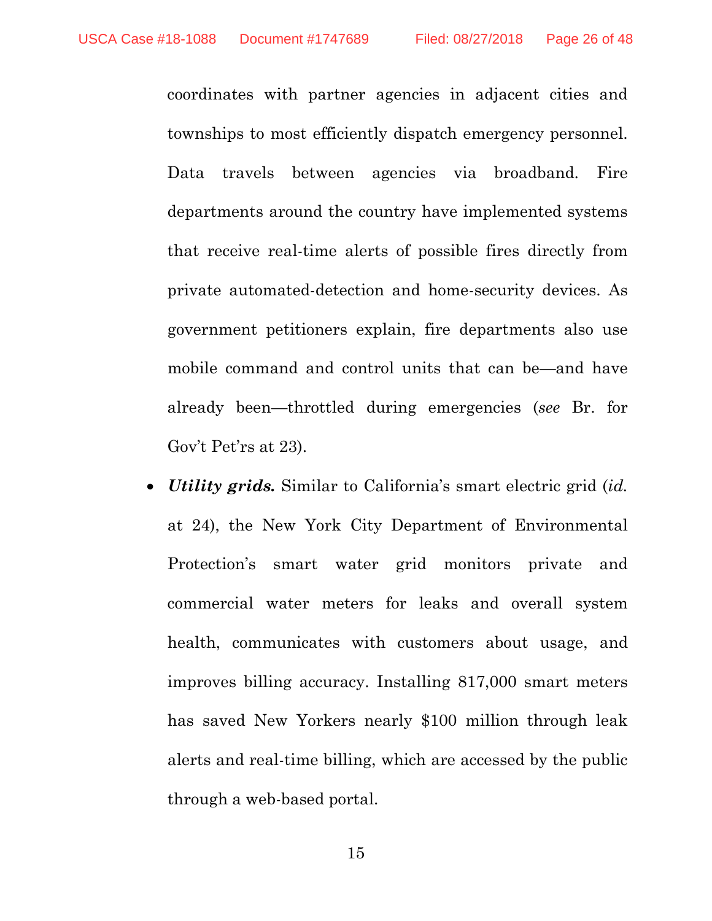coordinates with partner agencies in adjacent cities and townships to most efficiently dispatch emergency personnel. Data travels between agencies via broadband. Fire departments around the country have implemented systems that receive real-time alerts of possible fires directly from private automated-detection and home-security devices. As government petitioners explain, fire departments also use mobile command and control units that can be—and have already been—throttled during emergencies (*see* Br. for Gov't Pet'rs at 23).

- ***Utility grids.*** Similar to California's smart electric grid (*id.* at 24), the New York City Department of Environmental Protection's smart water grid monitors private and commercial water meters for leaks and overall system health, communicates with customers about usage, and improves billing accuracy. Installing 817,000 smart meters has saved New Yorkers nearly $100 million through leak alerts and real-time billing, which are accessed by the public through a web-based portal.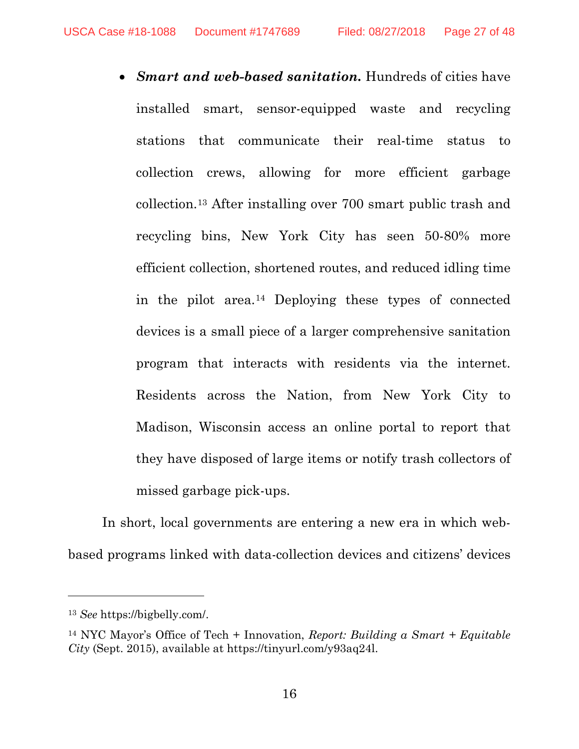- ***Smart and web-based sanitation.*** Hundreds of cities have installed smart, sensor-equipped waste and recycling stations that communicate their real-time status to collection crews, allowing for more efficient garbage collection.[13] After installing over 700 smart public trash and recycling bins, New York City has seen 50-80% more efficient collection, shortened routes, and reduced idling time in the pilot area.[14] Deploying these types of connected devices is a small piece of a larger comprehensive sanitation program that interacts with residents via the internet. Residents across the Nation, from New York City to Madison, Wisconsin access an online portal to report that they have disposed of large items or notify trash collectors of missed garbage pick-ups.

In short, local governments are entering a new era in which web-based programs linked with data-collection devices and citizens' devices

---

[13] *See* https://bigbelly.com/.

[14] NYC Mayor's Office of Tech + Innovation, *Report: Building a Smart + Equitable City* (Sept. 2015), available at https://tinyurl.com/y93aq24l.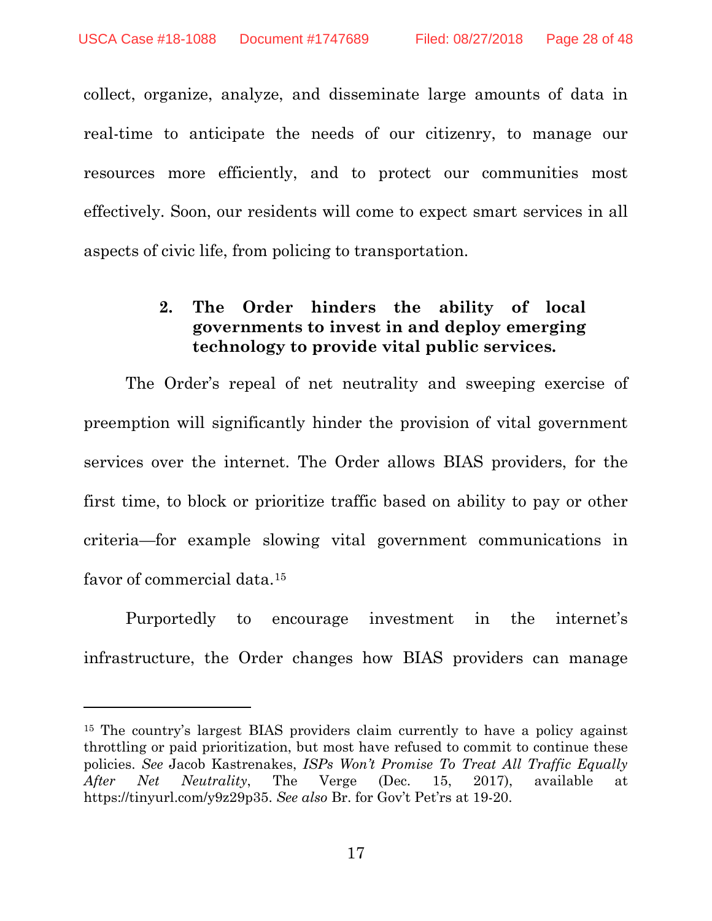collect, organize, analyze, and disseminate large amounts of data in real-time to anticipate the needs of our citizenry, to manage our resources more efficiently, and to protect our communities most effectively. Soon, our residents will come to expect smart services in all aspects of civic life, from policing to transportation.

#### 2. The Order hinders the ability of local governments to invest in and deploy emerging technology to provide vital public services.

The Order's repeal of net neutrality and sweeping exercise of preemption will significantly hinder the provision of vital government services over the internet. The Order allows BIAS providers, for the first time, to block or prioritize traffic based on ability to pay or other criteria—for example slowing vital government communications in favor of commercial data.[15]

Purportedly to encourage investment in the internet's infrastructure, the Order changes how BIAS providers can manage

---

[15] The country's largest BIAS providers claim currently to have a policy against throttling or paid prioritization, but most have refused to commit to continue these policies. *See* Jacob Kastrenakes, *ISPs Won't Promise To Treat All Traffic Equally After Net Neutrality*, The Verge (Dec. 15, 2017), available at https://tinyurl.com/y9z29p35. *See also* Br. for Gov't Pet'rs at 19-20.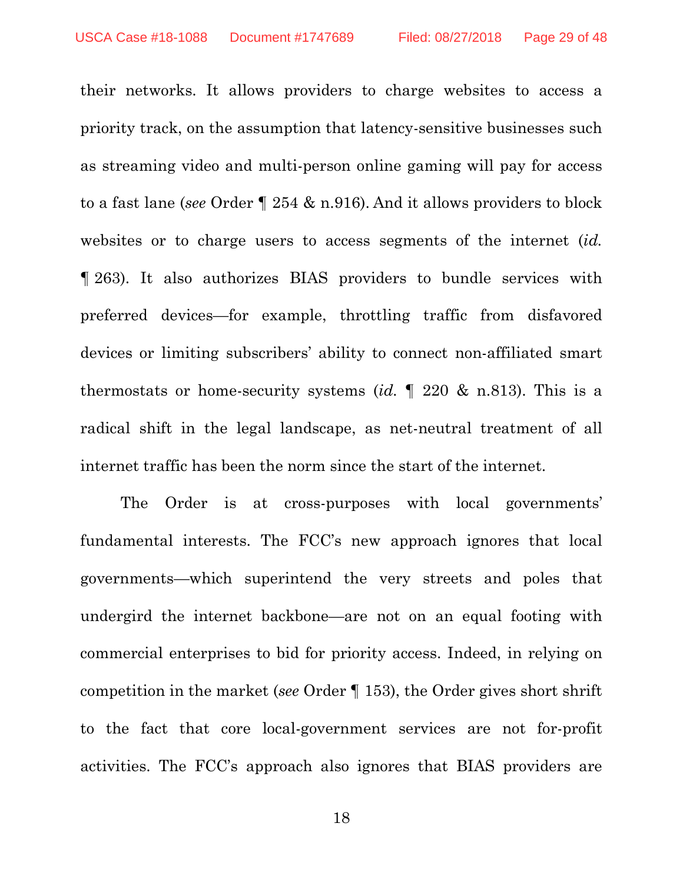their networks. It allows providers to charge websites to access a priority track, on the assumption that latency-sensitive businesses such as streaming video and multi-person online gaming will pay for access to a fast lane (*see* Order ¶ 254 & n.916). And it allows providers to block websites or to charge users to access segments of the internet (*id.* ¶ 263). It also authorizes BIAS providers to bundle services with preferred devices—for example, throttling traffic from disfavored devices or limiting subscribers' ability to connect non-affiliated smart thermostats or home-security systems (*id.* ¶ 220 & n.813). This is a radical shift in the legal landscape, as net-neutral treatment of all internet traffic has been the norm since the start of the internet.

The Order is at cross-purposes with local governments' fundamental interests. The FCC's new approach ignores that local governments—which superintend the very streets and poles that undergird the internet backbone—are not on an equal footing with commercial enterprises to bid for priority access. Indeed, in relying on competition in the market (*see* Order ¶ 153), the Order gives short shrift to the fact that core local-government services are not for-profit activities. The FCC's approach also ignores that BIAS providers are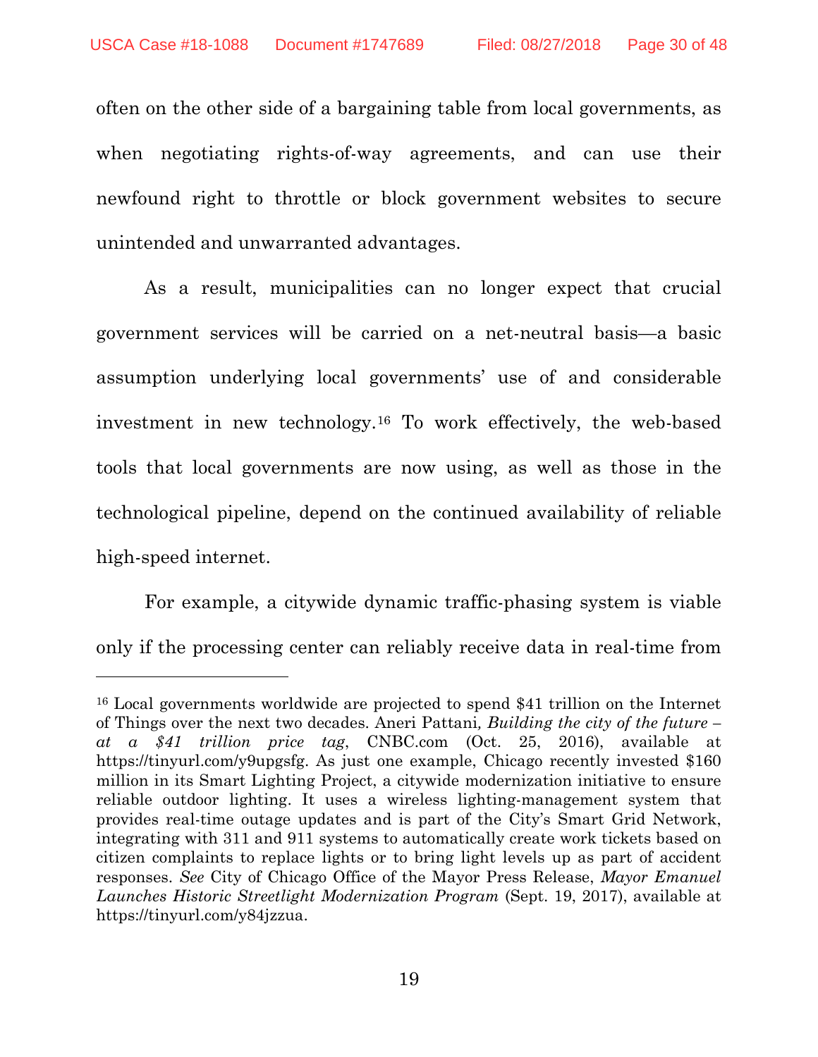often on the other side of a bargaining table from local governments, as when negotiating rights-of-way agreements, and can use their newfound right to throttle or block government websites to secure unintended and unwarranted advantages.

As a result, municipalities can no longer expect that crucial government services will be carried on a net-neutral basis—a basic assumption underlying local governments' use of and considerable investment in new technology.[16] To work effectively, the web-based tools that local governments are now using, as well as those in the technological pipeline, depend on the continued availability of reliable high-speed internet.

For example, a citywide dynamic traffic-phasing system is viable only if the processing center can reliably receive data in real-time from

---

[16] Local governments worldwide are projected to spend $41 trillion on the Internet of Things over the next two decades. Aneri Pattani, *Building the city of the future – at a $41 trillion price tag*, CNBC.com (Oct. 25, 2016), available at https://tinyurl.com/y9upgsfg. As just one example, Chicago recently invested $160 million in its Smart Lighting Project, a citywide modernization initiative to ensure reliable outdoor lighting. It uses a wireless lighting-management system that provides real-time outage updates and is part of the City's Smart Grid Network, integrating with 311 and 911 systems to automatically create work tickets based on citizen complaints to replace lights or to bring light levels up as part of accident responses. *See* City of Chicago Office of the Mayor Press Release, *Mayor Emanuel Launches Historic Streetlight Modernization Program* (Sept. 19, 2017), available at https://tinyurl.com/y84jzzua.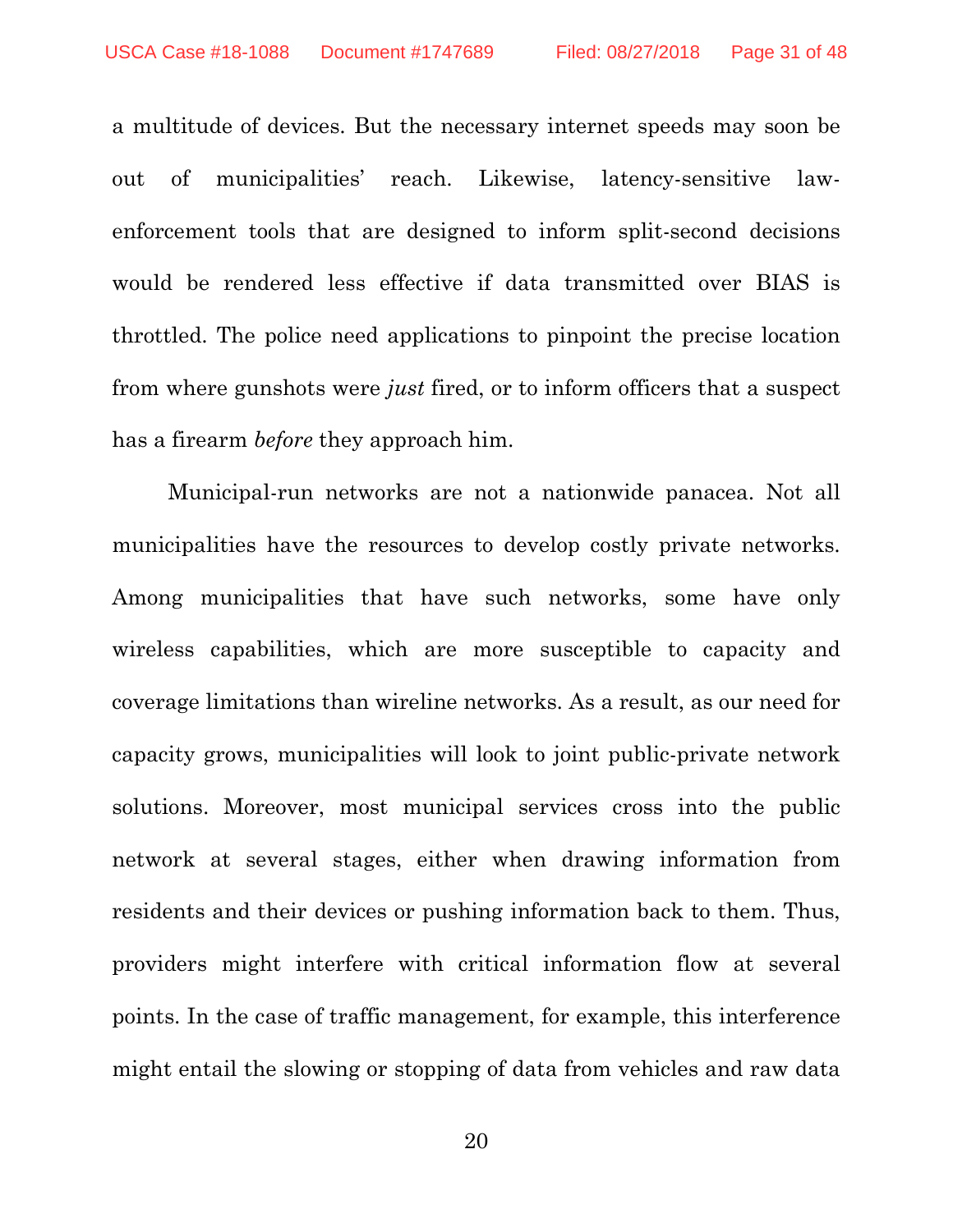a multitude of devices. But the necessary internet speeds may soon be out of municipalities' reach. Likewise, latency-sensitive law-enforcement tools that are designed to inform split-second decisions would be rendered less effective if data transmitted over BIAS is throttled. The police need applications to pinpoint the precise location from where gunshots were *just* fired, or to inform officers that a suspect has a firearm *before* they approach him.

Municipal-run networks are not a nationwide panacea. Not all municipalities have the resources to develop costly private networks. Among municipalities that have such networks, some have only wireless capabilities, which are more susceptible to capacity and coverage limitations than wireline networks. As a result, as our need for capacity grows, municipalities will look to joint public-private network solutions. Moreover, most municipal services cross into the public network at several stages, either when drawing information from residents and their devices or pushing information back to them. Thus, providers might interfere with critical information flow at several points. In the case of traffic management, for example, this interference might entail the slowing or stopping of data from vehicles and raw data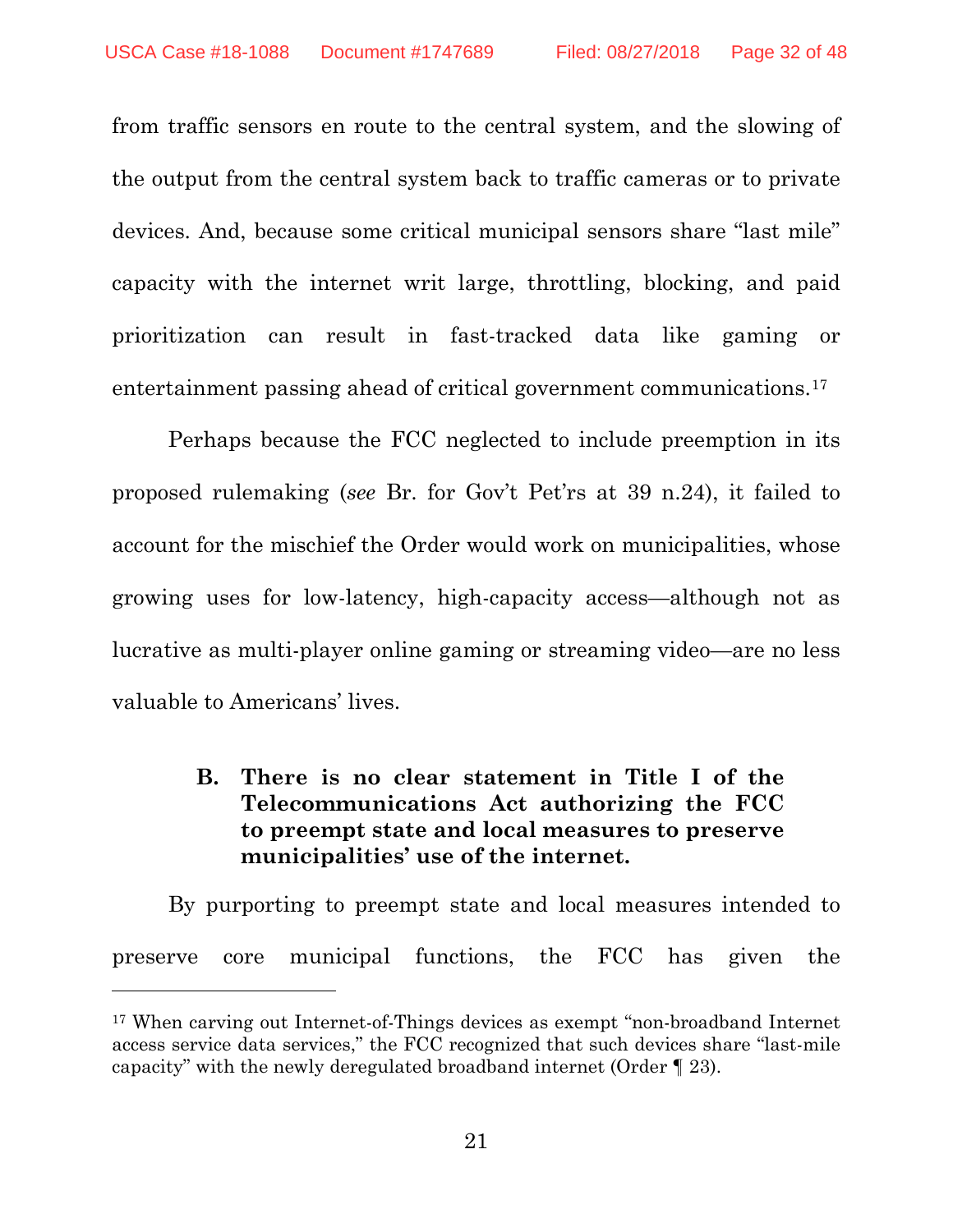from traffic sensors en route to the central system, and the slowing of the output from the central system back to traffic cameras or to private devices. And, because some critical municipal sensors share "last mile" capacity with the internet writ large, throttling, blocking, and paid prioritization can result in fast-tracked data like gaming or entertainment passing ahead of critical government communications.[17]

Perhaps because the FCC neglected to include preemption in its proposed rulemaking (*see* Br. for Gov't Pet'rs at 39 n.24), it failed to account for the mischief the Order would work on municipalities, whose growing uses for low-latency, high-capacity access—although not as lucrative as multi-player online gaming or streaming video—are no less valuable to Americans' lives.

### B. There is no clear statement in Title I of the Telecommunications Act authorizing the FCC to preempt state and local measures to preserve municipalities' use of the internet.

By purporting to preempt state and local measures intended to preserve core municipal functions, the FCC has given the

---

[17] When carving out Internet-of-Things devices as exempt "non-broadband Internet access service data services," the FCC recognized that such devices share "last-mile capacity" with the newly deregulated broadband internet (Order ¶ 23).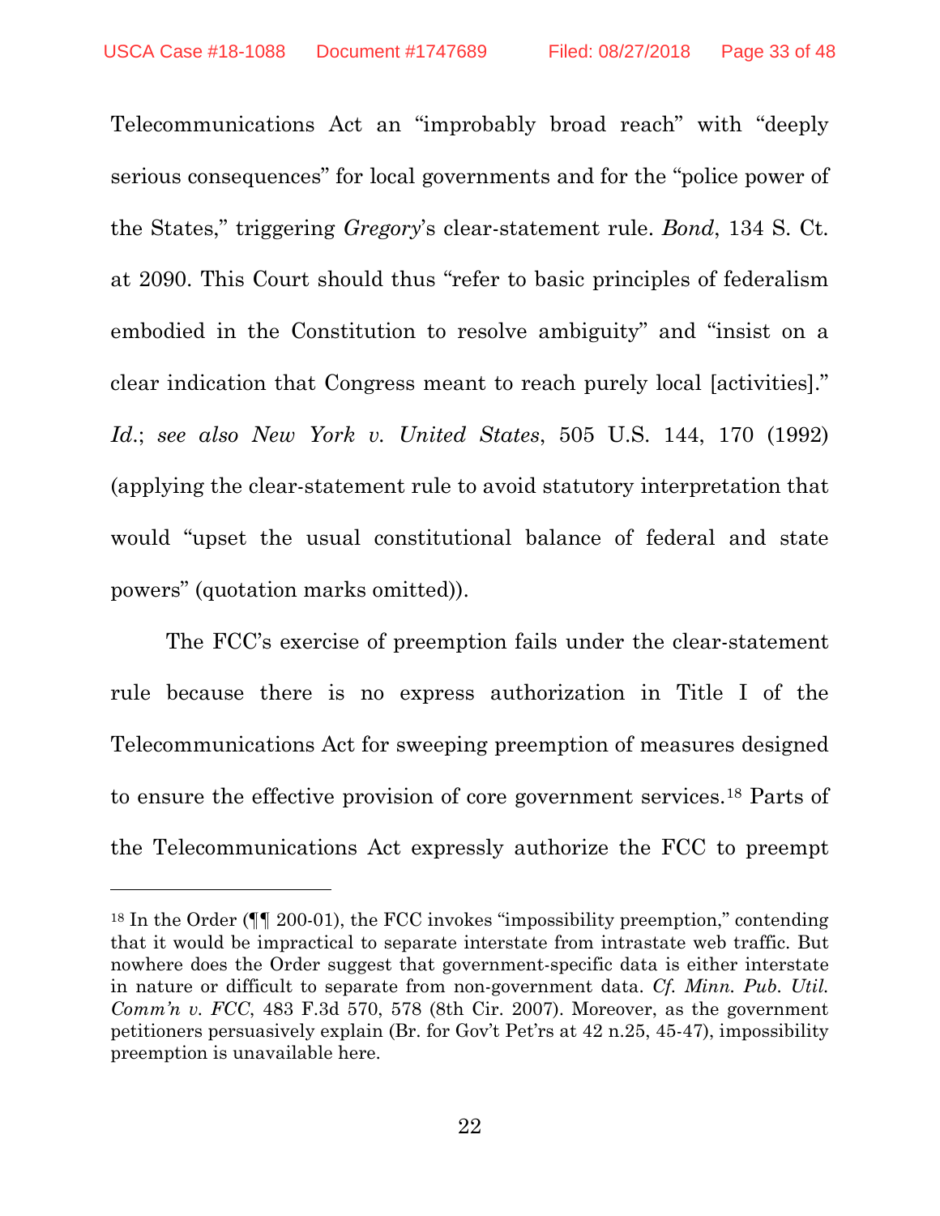Telecommunications Act an "improbably broad reach" with "deeply serious consequences" for local governments and for the "police power of the States," triggering *Gregory*'s clear-statement rule. *Bond*, 134 S. Ct. at 2090. This Court should thus "refer to basic principles of federalism embodied in the Constitution to resolve ambiguity" and "insist on a clear indication that Congress meant to reach purely local [activities]." *Id.*; *see also New York v. United States*, 505 U.S. 144, 170 (1992) (applying the clear-statement rule to avoid statutory interpretation that would "upset the usual constitutional balance of federal and state powers" (quotation marks omitted)).

The FCC's exercise of preemption fails under the clear-statement rule because there is no express authorization in Title I of the Telecommunications Act for sweeping preemption of measures designed to ensure the effective provision of core government services.[18] Parts of the Telecommunications Act expressly authorize the FCC to preempt

---

[18] In the Order (¶¶ 200-01), the FCC invokes "impossibility preemption," contending that it would be impractical to separate interstate from intrastate web traffic. But nowhere does the Order suggest that government-specific data is either interstate in nature or difficult to separate from non-government data. *Cf. Minn. Pub. Util. Comm'n v. FCC*, 483 F.3d 570, 578 (8th Cir. 2007). Moreover, as the government petitioners persuasively explain (Br. for Gov't Pet'rs at 42 n.25, 45-47), impossibility preemption is unavailable here.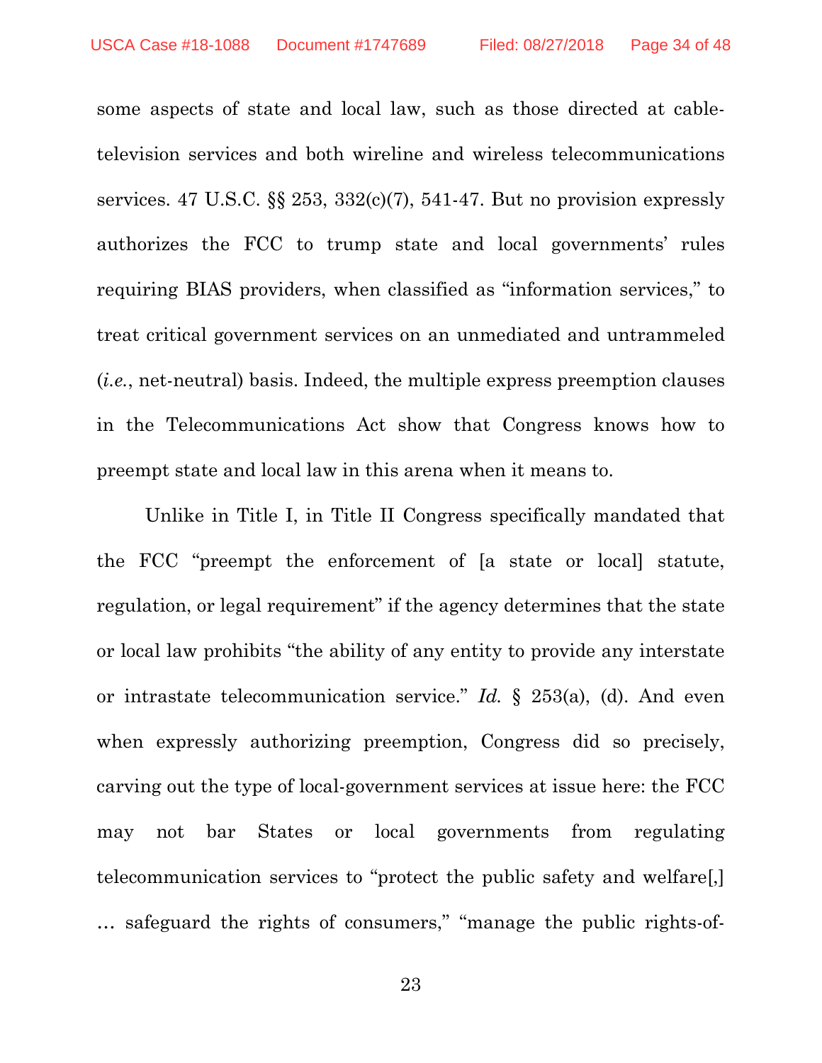some aspects of state and local law, such as those directed at cable-television services and both wireline and wireless telecommunications services. 47 U.S.C. §§ 253, 332(c)(7), 541-47. But no provision expressly authorizes the FCC to trump state and local governments' rules requiring BIAS providers, when classified as "information services," to treat critical government services on an unmediated and untrammeled (*i.e.*, net-neutral) basis. Indeed, the multiple express preemption clauses in the Telecommunications Act show that Congress knows how to preempt state and local law in this arena when it means to.

Unlike in Title I, in Title II Congress specifically mandated that the FCC "preempt the enforcement of [a state or local] statute, regulation, or legal requirement" if the agency determines that the state or local law prohibits "the ability of any entity to provide any interstate or intrastate telecommunication service." *Id.* § 253(a), (d). And even when expressly authorizing preemption, Congress did so precisely, carving out the type of local-government services at issue here: the FCC may not bar States or local governments from regulating telecommunication services to "protect the public safety and welfare[,] … safeguard the rights of consumers," "manage the public rights-of-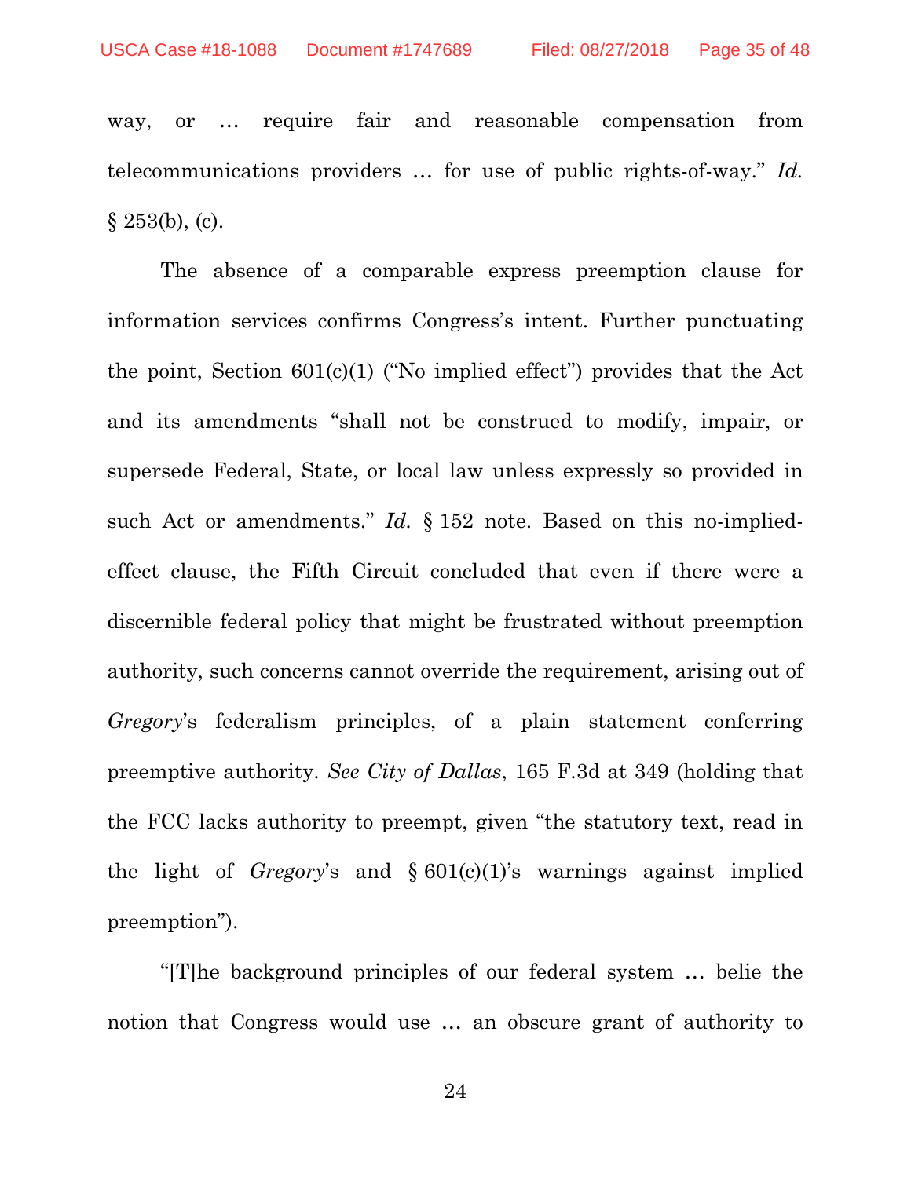way, or … require fair and reasonable compensation from telecommunications providers … for use of public rights-of-way." *Id.* § 253(b), (c).

The absence of a comparable express preemption clause for information services confirms Congress's intent. Further punctuating the point, Section 601(c)(1) ("No implied effect") provides that the Act and its amendments "shall not be construed to modify, impair, or supersede Federal, State, or local law unless expressly so provided in such Act or amendments." *Id.* § 152 note. Based on this no-implied-effect clause, the Fifth Circuit concluded that even if there were a discernible federal policy that might be frustrated without preemption authority, such concerns cannot override the requirement, arising out of *Gregory*'s federalism principles, of a plain statement conferring preemptive authority. *See City of Dallas*, 165 F.3d at 349 (holding that the FCC lacks authority to preempt, given "the statutory text, read in the light of *Gregory*'s and § 601(c)(1)'s warnings against implied preemption").

"[T]he background principles of our federal system … belie the notion that Congress would use … an obscure grant of authority to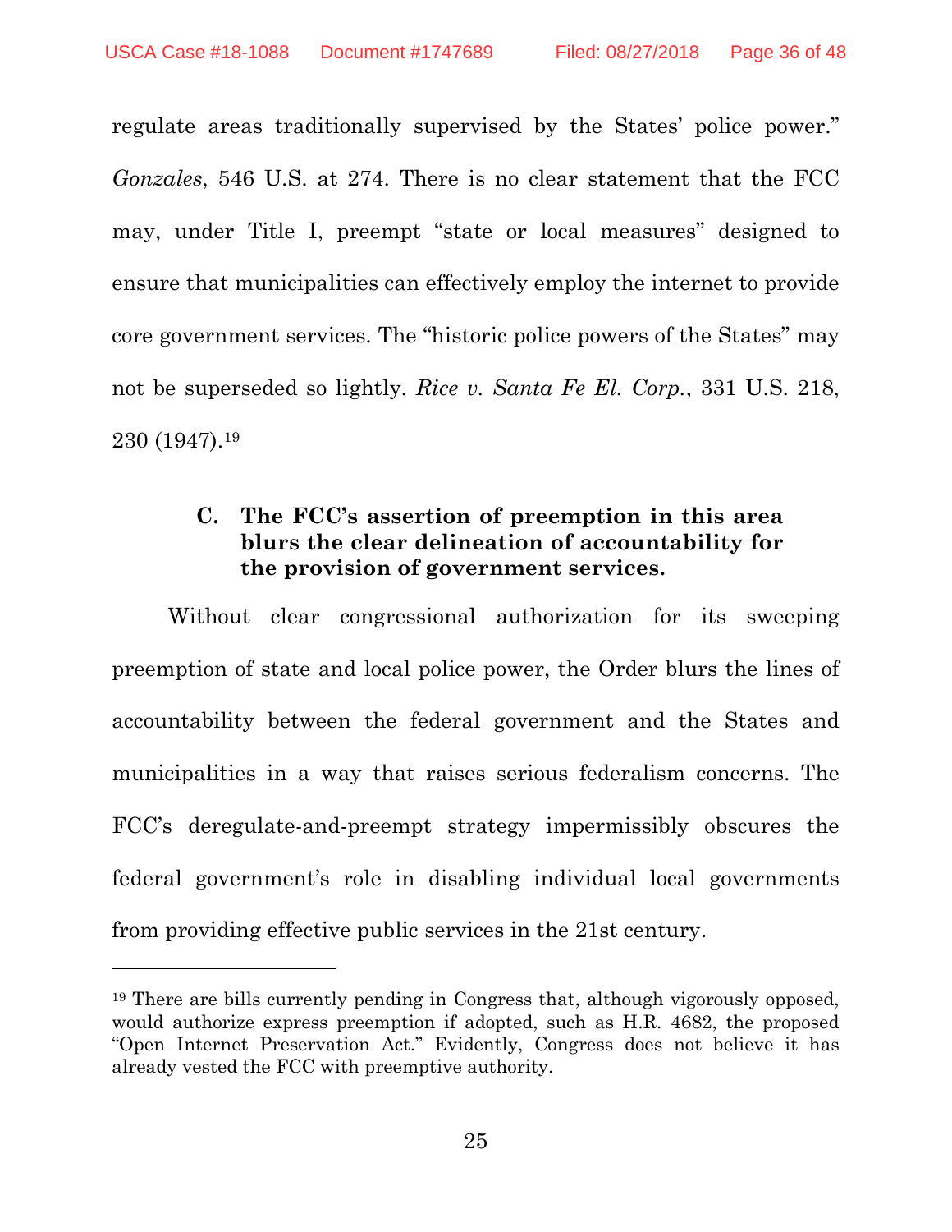regulate areas traditionally supervised by the States' police power." *Gonzales*, 546 U.S. at 274. There is no clear statement that the FCC may, under Title I, preempt "state or local measures" designed to ensure that municipalities can effectively employ the internet to provide core government services. The "historic police powers of the States" may not be superseded so lightly. *Rice v. Santa Fe El. Corp.*, 331 U.S. 218, 230 (1947).[19]

### C. The FCC's assertion of preemption in this area blurs the clear delineation of accountability for the provision of government services.

Without clear congressional authorization for its sweeping preemption of state and local police power, the Order blurs the lines of accountability between the federal government and the States and municipalities in a way that raises serious federalism concerns. The FCC's deregulate-and-preempt strategy impermissibly obscures the federal government's role in disabling individual local governments from providing effective public services in the 21st century.

---

[19] There are bills currently pending in Congress that, although vigorously opposed, would authorize express preemption if adopted, such as H.R. 4682, the proposed "Open Internet Preservation Act." Evidently, Congress does not believe it has already vested the FCC with preemptive authority.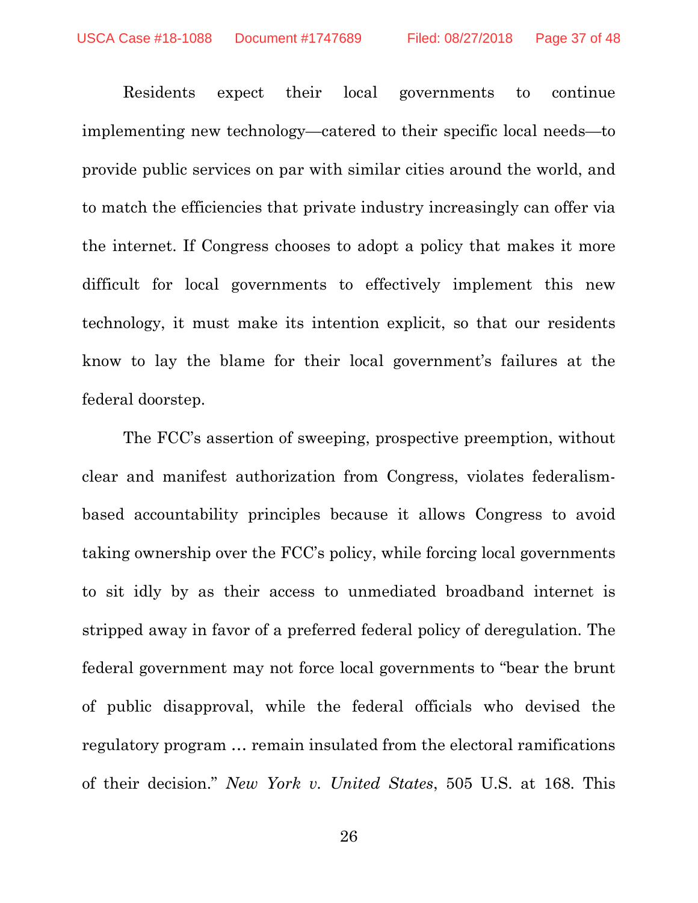Residents expect their local governments to continue implementing new technology—catered to their specific local needs—to provide public services on par with similar cities around the world, and to match the efficiencies that private industry increasingly can offer via the internet. If Congress chooses to adopt a policy that makes it more difficult for local governments to effectively implement this new technology, it must make its intention explicit, so that our residents know to lay the blame for their local government's failures at the federal doorstep.

The FCC's assertion of sweeping, prospective preemption, without clear and manifest authorization from Congress, violates federalism-based accountability principles because it allows Congress to avoid taking ownership over the FCC's policy, while forcing local governments to sit idly by as their access to unmediated broadband internet is stripped away in favor of a preferred federal policy of deregulation. The federal government may not force local governments to "bear the brunt of public disapproval, while the federal officials who devised the regulatory program … remain insulated from the electoral ramifications of their decision." *New York v. United States*, 505 U.S. at 168. This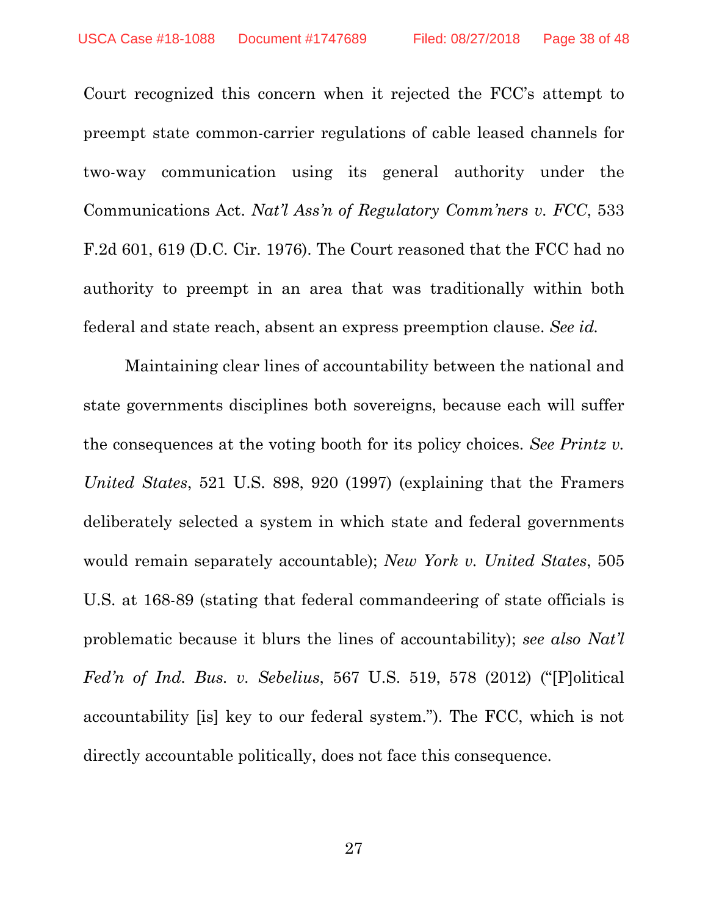Court recognized this concern when it rejected the FCC's attempt to preempt state common-carrier regulations of cable leased channels for two-way communication using its general authority under the Communications Act. *Nat'l Ass'n of Regulatory Comm'ners v. FCC*, 533 F.2d 601, 619 (D.C. Cir. 1976). The Court reasoned that the FCC had no authority to preempt in an area that was traditionally within both federal and state reach, absent an express preemption clause. *See id.*

Maintaining clear lines of accountability between the national and state governments disciplines both sovereigns, because each will suffer the consequences at the voting booth for its policy choices. *See Printz v. United States*, 521 U.S. 898, 920 (1997) (explaining that the Framers deliberately selected a system in which state and federal governments would remain separately accountable); *New York v. United States*, 505 U.S. at 168-89 (stating that federal commandeering of state officials is problematic because it blurs the lines of accountability); *see also Nat'l Fed'n of Ind. Bus. v. Sebelius*, 567 U.S. 519, 578 (2012) ("[P]olitical accountability [is] key to our federal system."). The FCC, which is not directly accountable politically, does not face this consequence.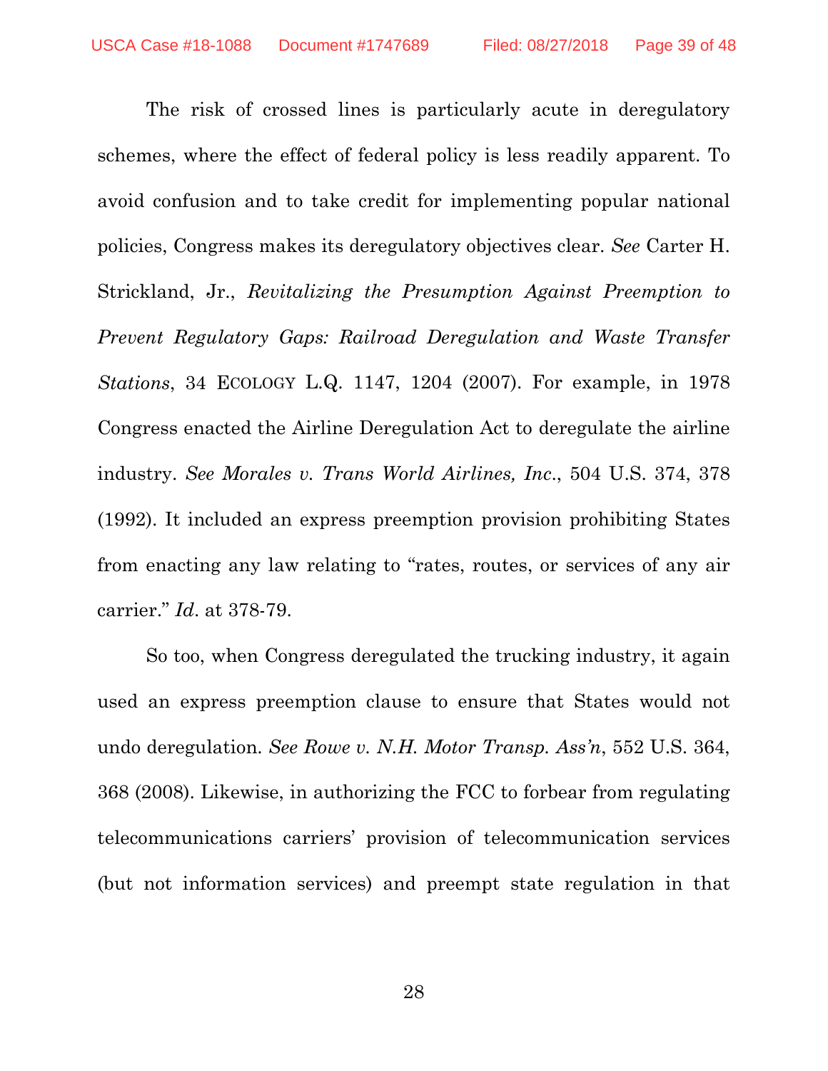The risk of crossed lines is particularly acute in deregulatory schemes, where the effect of federal policy is less readily apparent. To avoid confusion and to take credit for implementing popular national policies, Congress makes its deregulatory objectives clear. *See* Carter H. Strickland, Jr., *Revitalizing the Presumption Against Preemption to Prevent Regulatory Gaps: Railroad Deregulation and Waste Transfer Stations*, 34 ECOLOGY L.Q. 1147, 1204 (2007). For example, in 1978 Congress enacted the Airline Deregulation Act to deregulate the airline industry. *See Morales v. Trans World Airlines, Inc.*, 504 U.S. 374, 378 (1992). It included an express preemption provision prohibiting States from enacting any law relating to "rates, routes, or services of any air carrier." *Id.* at 378-79.

So too, when Congress deregulated the trucking industry, it again used an express preemption clause to ensure that States would not undo deregulation. *See Rowe v. N.H. Motor Transp. Ass'n*, 552 U.S. 364, 368 (2008). Likewise, in authorizing the FCC to forbear from regulating telecommunications carriers' provision of telecommunication services (but not information services) and preempt state regulation in that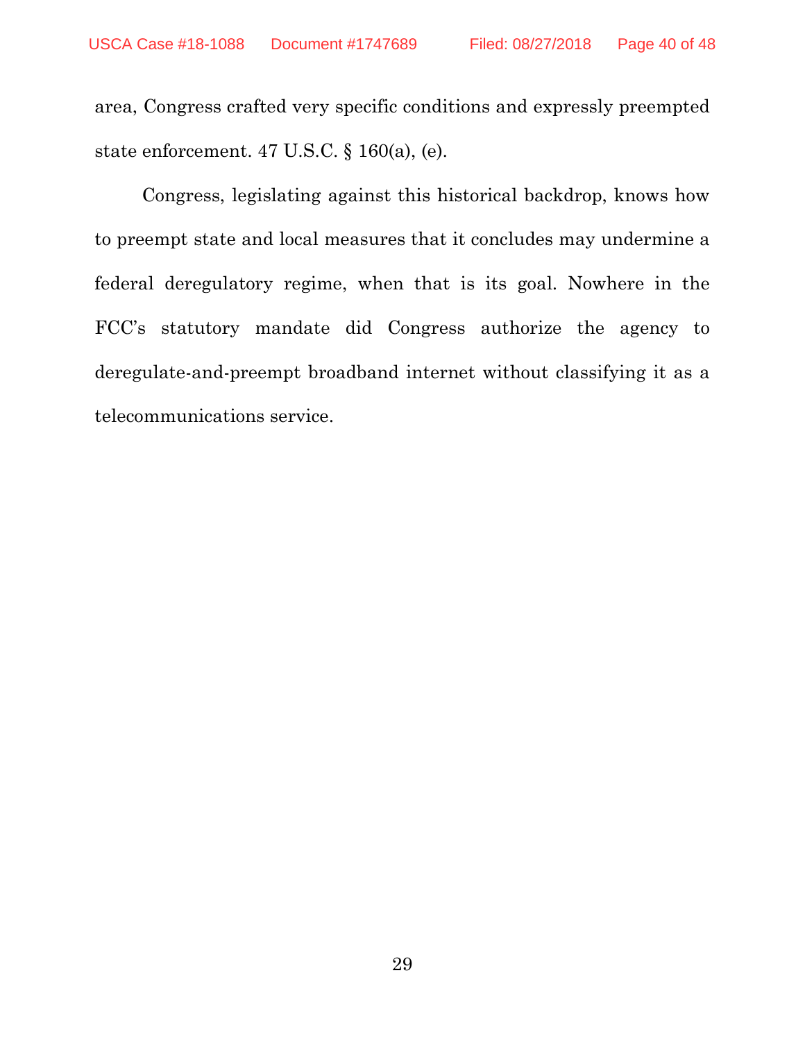area, Congress crafted very specific conditions and expressly preempted state enforcement. 47 U.S.C. § 160(a), (e).

Congress, legislating against this historical backdrop, knows how to preempt state and local measures that it concludes may undermine a federal deregulatory regime, when that is its goal. Nowhere in the FCC's statutory mandate did Congress authorize the agency to deregulate-and-preempt broadband internet without classifying it as a telecommunications service.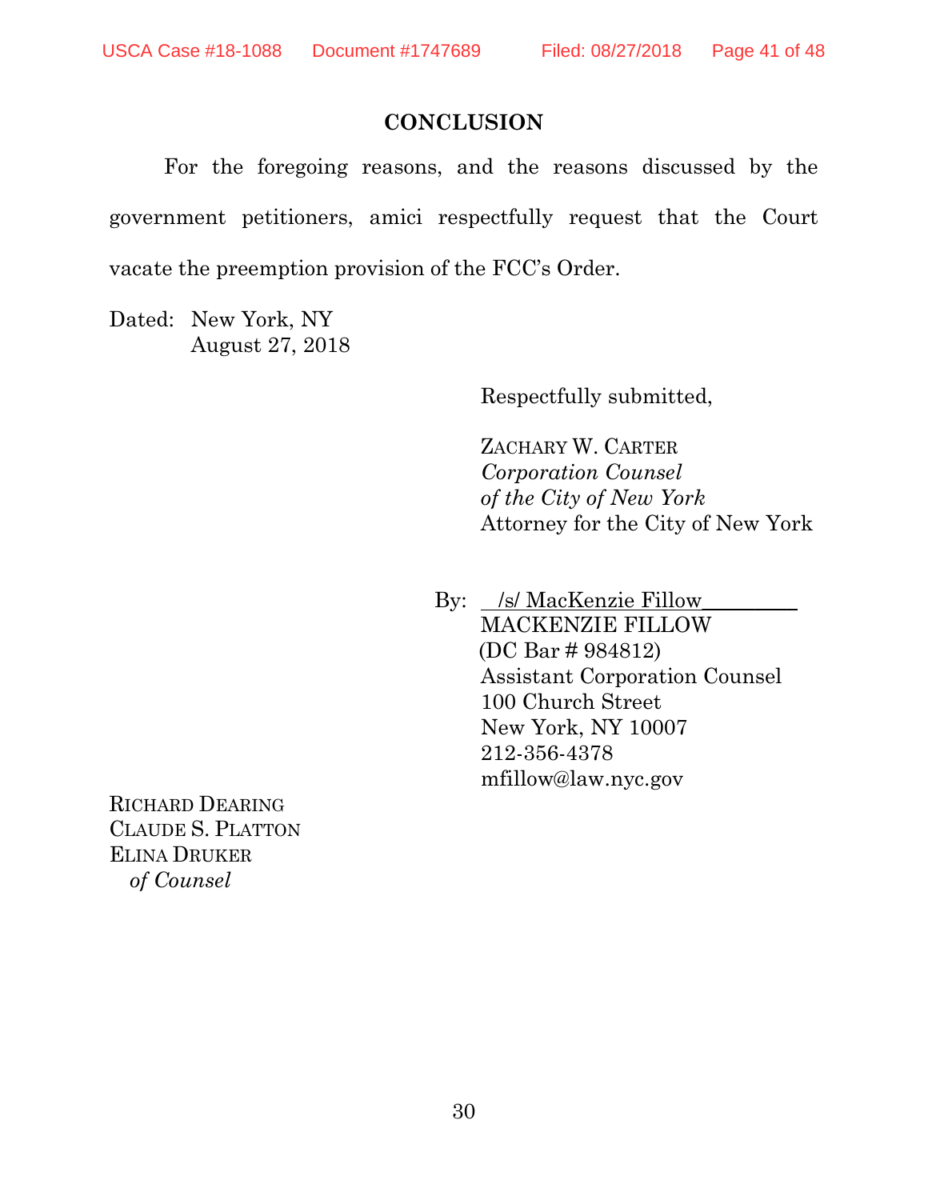## CONCLUSION

For the foregoing reasons, and the reasons discussed by the government petitioners, amici respectfully request that the Court vacate the preemption provision of the FCC's Order.

Dated: New York, NY
August 27, 2018

Respectfully submitted,

ZACHARY W. CARTER
*Corporation Counsel*
*of the City of New York*
Attorney for the City of New York

By: /s/ MacKenzie Fillow
MACKENZIE FILLOW
(DC Bar # 984812)
Assistant Corporation Counsel
100 Church Street
New York, NY 10007
212-356-4378
mfillow@law.nyc.gov

RICHARD DEARING
CLAUDE S. PLATTON
ELINA DRUKER
*of Counsel*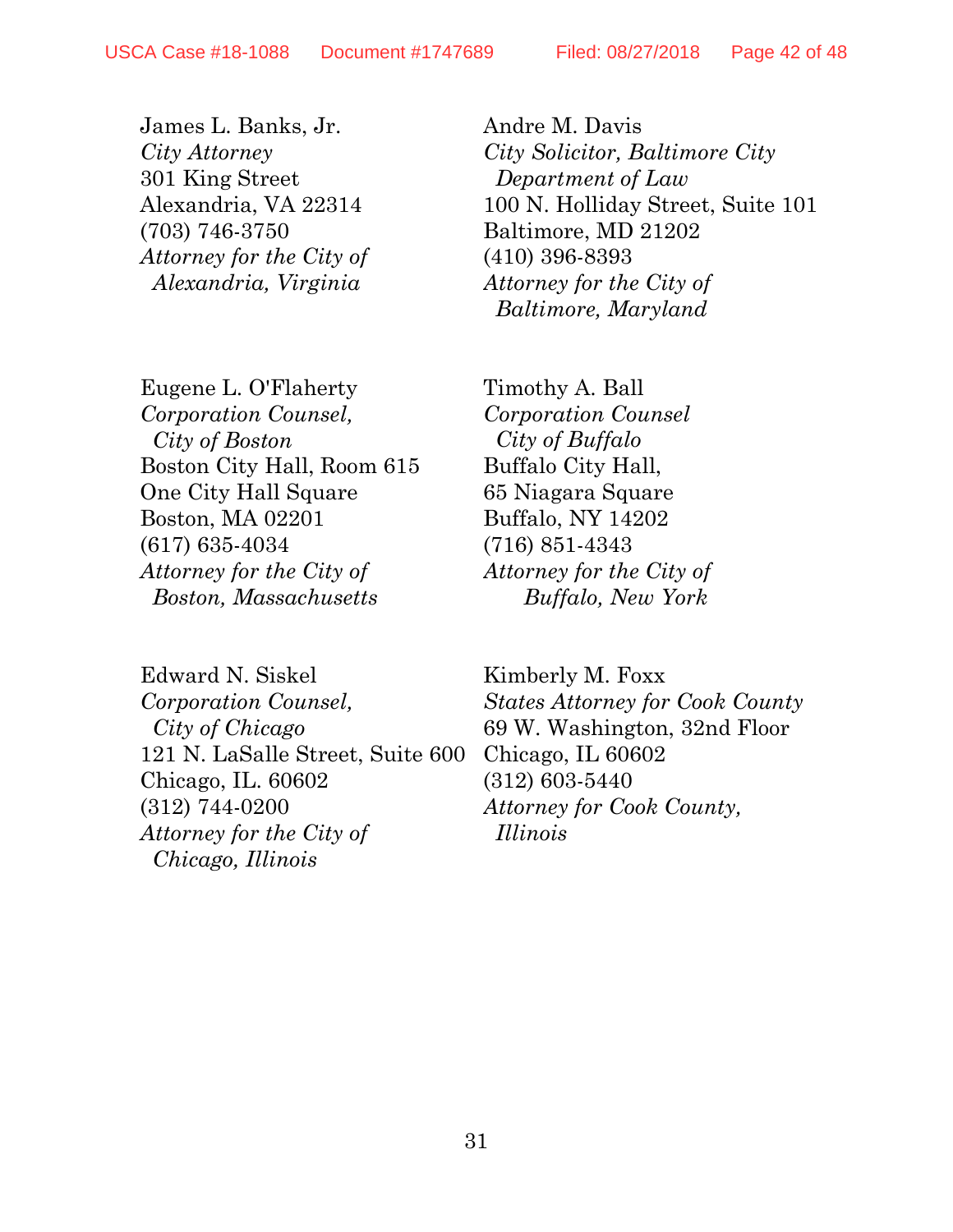James L. Banks, Jr.
*City Attorney*
301 King Street
Alexandria, VA 22314
(703) 746-3750
*Attorney for the City of Alexandria, Virginia*

Andre M. Davis
*City Solicitor, Baltimore City Department of Law*
100 N. Holliday Street, Suite 101
Baltimore, MD 21202
(410) 396-8393
*Attorney for the City of Baltimore, Maryland*

Eugene L. O'Flaherty
*Corporation Counsel, City of Boston*
Boston City Hall, Room 615
One City Hall Square
Boston, MA 02201
(617) 635-4034
*Attorney for the City of Boston, Massachusetts*

Timothy A. Ball
*Corporation Counsel City of Buffalo*
Buffalo City Hall,
65 Niagara Square
Buffalo, NY 14202
(716) 851-4343
*Attorney for the City of Buffalo, New York*

Edward N. Siskel
*Corporation Counsel, City of Chicago*
121 N. LaSalle Street, Suite 600
Chicago, IL. 60602
(312) 744-0200
*Attorney for the City of Chicago, Illinois*

Kimberly M. Foxx
*States Attorney for Cook County*
69 W. Washington, 32nd Floor
Chicago, IL 60602
(312) 603-5440
*Attorney for Cook County, Illinois*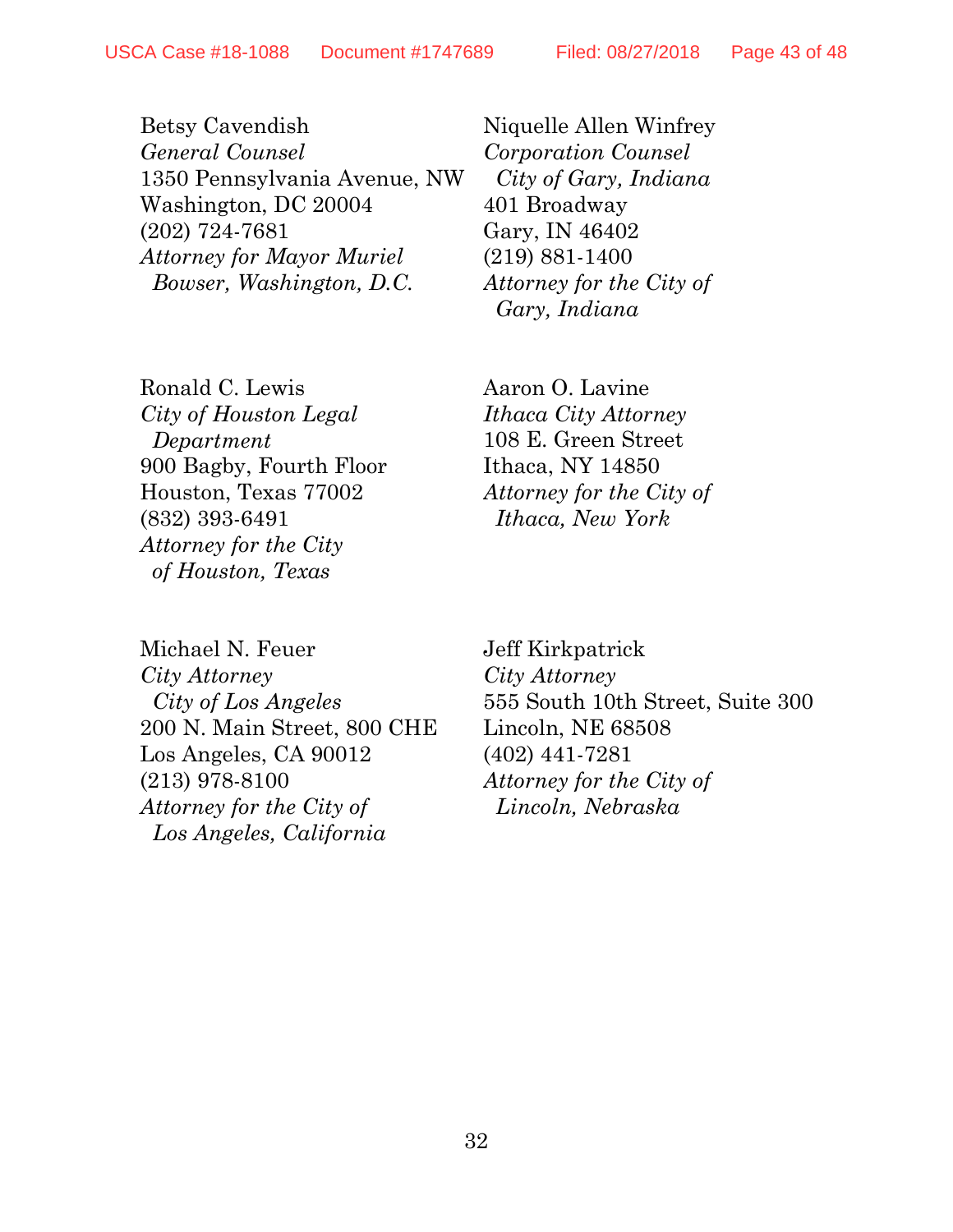Betsy Cavendish
*General Counsel*
1350 Pennsylvania Avenue, NW
Washington, DC 20004
(202) 724-7681
*Attorney for Mayor Muriel Bowser, Washington, D.C.*

Niquelle Allen Winfrey
*Corporation Counsel City of Gary, Indiana*
401 Broadway
Gary, IN 46402
(219) 881-1400
*Attorney for the City of Gary, Indiana*

Ronald C. Lewis
*City of Houston Legal Department*
900 Bagby, Fourth Floor
Houston, Texas 77002
(832) 393-6491
*Attorney for the City of Houston, Texas*

Aaron O. Lavine
*Ithaca City Attorney*
108 E. Green Street
Ithaca, NY 14850
*Attorney for the City of Ithaca, New York*

Michael N. Feuer
*City Attorney City of Los Angeles*
200 N. Main Street, 800 CHE
Los Angeles, CA 90012
(213) 978-8100
*Attorney for the City of Los Angeles, California*

Jeff Kirkpatrick
*City Attorney*
555 South 10th Street, Suite 300
Lincoln, NE 68508
(402) 441-7281
*Attorney for the City of Lincoln, Nebraska*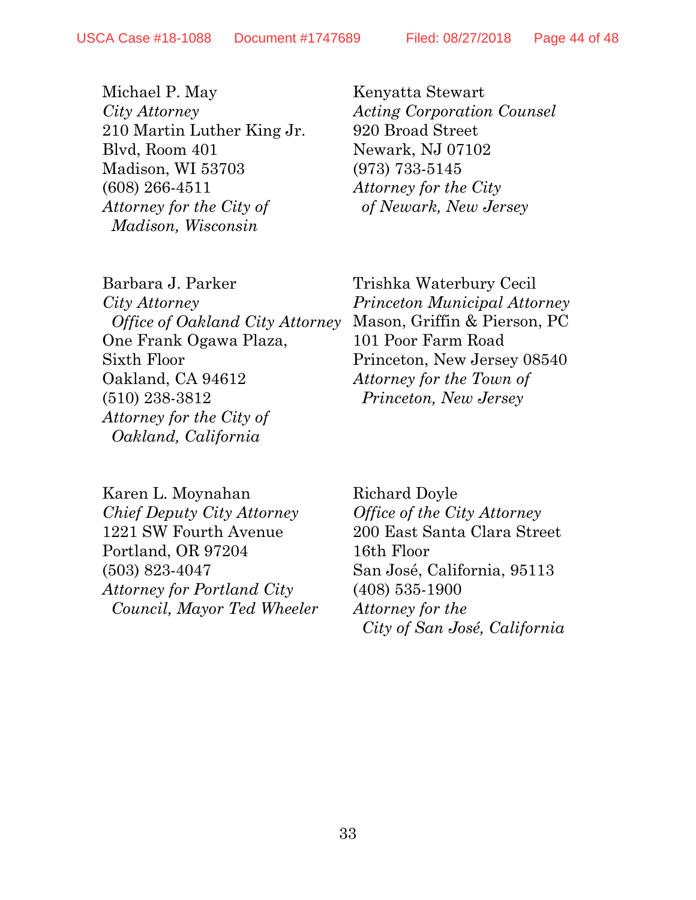Michael P. May
*City Attorney*
210 Martin Luther King Jr. Blvd, Room 401
Madison, WI 53703
(608) 266-4511
*Attorney for the City of Madison, Wisconsin*

Kenyatta Stewart
*Acting Corporation Counsel*
920 Broad Street
Newark, NJ 07102
(973) 733-5145
*Attorney for the City of Newark, New Jersey*

Barbara J. Parker
*City Attorney*
*Office of Oakland City Attorney*
One Frank Ogawa Plaza, Sixth Floor
Oakland, CA 94612
(510) 238-3812
*Attorney for the City of Oakland, California*

Trishka Waterbury Cecil
*Princeton Municipal Attorney*
Mason, Griffin & Pierson, PC
101 Poor Farm Road
Princeton, New Jersey 08540
*Attorney for the Town of Princeton, New Jersey*

Karen L. Moynahan
*Chief Deputy City Attorney*
1221 SW Fourth Avenue
Portland, OR 97204
(503) 823-4047
*Attorney for Portland City Council, Mayor Ted Wheeler*

Richard Doyle
*Office of the City Attorney*
200 East Santa Clara Street
16th Floor
San José, California, 95113
(408) 535-1900
*Attorney for the City of San José, California*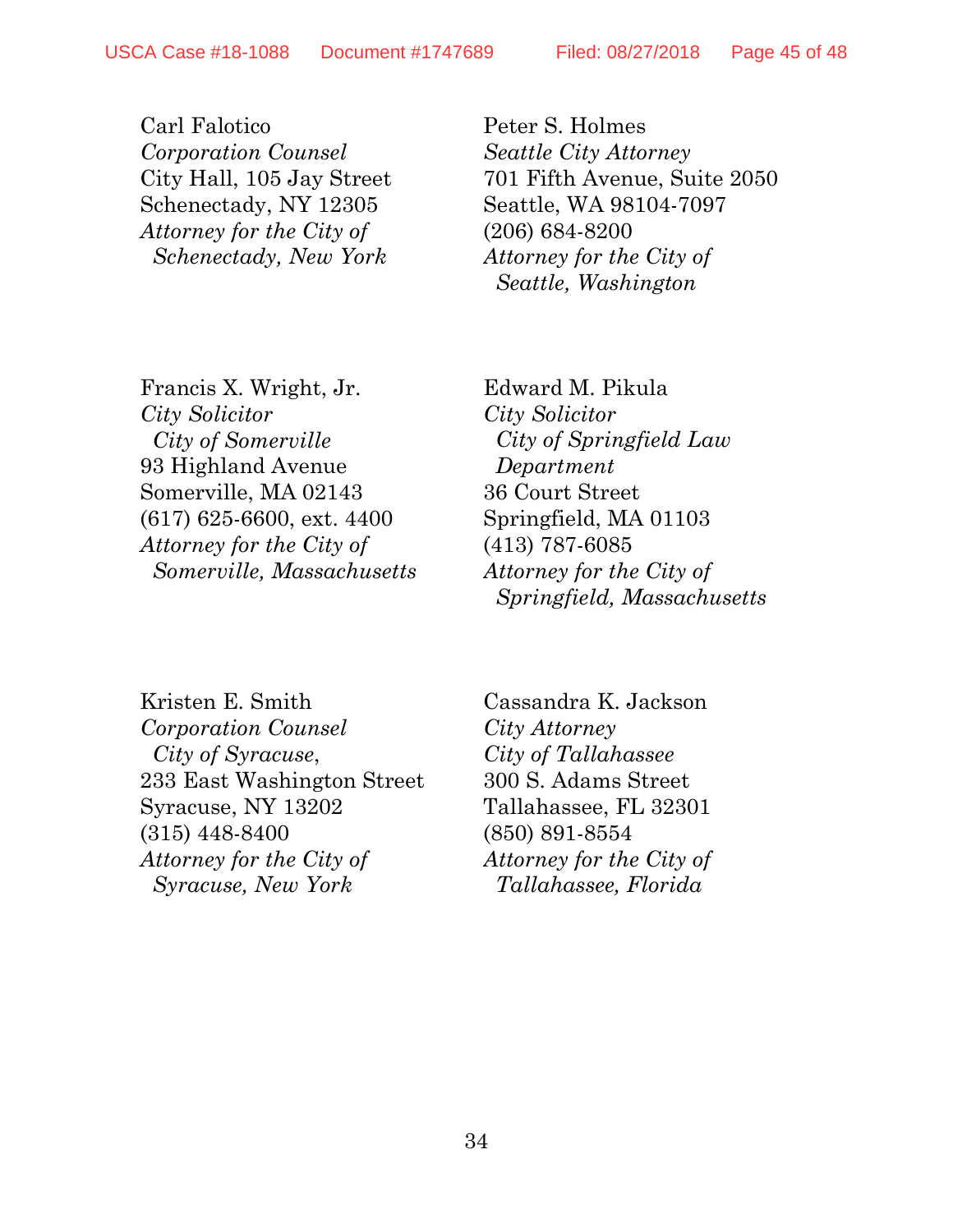Carl Falotico
*Corporation Counsel*
City Hall, 105 Jay Street
Schenectady, NY 12305
*Attorney for the City of Schenectady, New York*

Peter S. Holmes
*Seattle City Attorney*
701 Fifth Avenue, Suite 2050
Seattle, WA 98104-7097
(206) 684-8200
*Attorney for the City of Seattle, Washington*

Francis X. Wright, Jr.
*City Solicitor*
*City of Somerville*
93 Highland Avenue
Somerville, MA 02143
(617) 625-6600, ext. 4400
*Attorney for the City of Somerville, Massachusetts*

Edward M. Pikula
*City Solicitor*
*City of Springfield Law Department*
36 Court Street
Springfield, MA 01103
(413) 787-6085
*Attorney for the City of Springfield, Massachusetts*

Kristen E. Smith
*Corporation Counsel*
*City of Syracuse*,
233 East Washington Street
Syracuse, NY 13202
(315) 448-8400
*Attorney for the City of Syracuse, New York*

Cassandra K. Jackson
*City Attorney*
*City of Tallahassee*
300 S. Adams Street
Tallahassee, FL 32301
(850) 891-8554
*Attorney for the City of Tallahassee, Florida*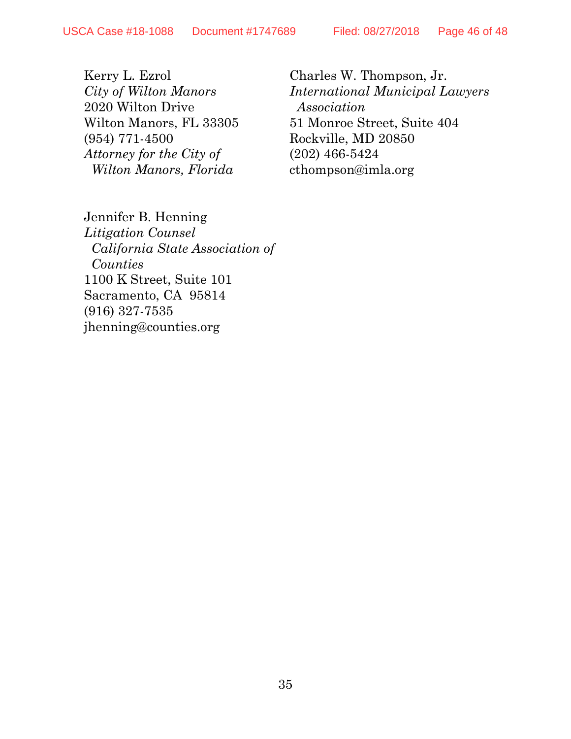Kerry L. Ezrol  
*City of Wilton Manors*  
2020 Wilton Drive  
Wilton Manors, FL 33305  
(954) 771-4500  
*Attorney for the City of Wilton Manors, Florida*

Charles W. Thompson, Jr.  
*International Municipal Lawyers Association*  
51 Monroe Street, Suite 404  
Rockville, MD 20850  
(202) 466-5424  
cthompson@imla.org

Jennifer B. Henning  
*Litigation Counsel*  
*California State Association of Counties*  
1100 K Street, Suite 101  
Sacramento, CA 95814  
(916) 327-7535  
jhenning@counties.org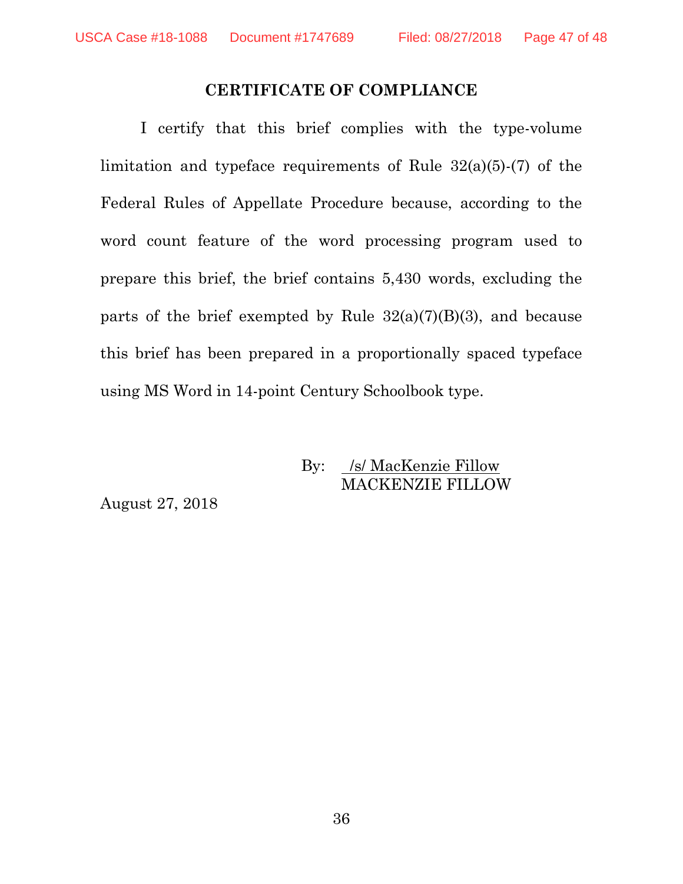## CERTIFICATE OF COMPLIANCE

I certify that this brief complies with the type-volume limitation and typeface requirements of Rule 32(a)(5)-(7) of the Federal Rules of Appellate Procedure because, according to the word count feature of the word processing program used to prepare this brief, the brief contains 5,430 words, excluding the parts of the brief exempted by Rule 32(a)(7)(B)(3), and because this brief has been prepared in a proportionally spaced typeface using MS Word in 14-point Century Schoolbook type.

By: /s/ MacKenzie Fillow
MACKENZIE FILLOW

August 27, 2018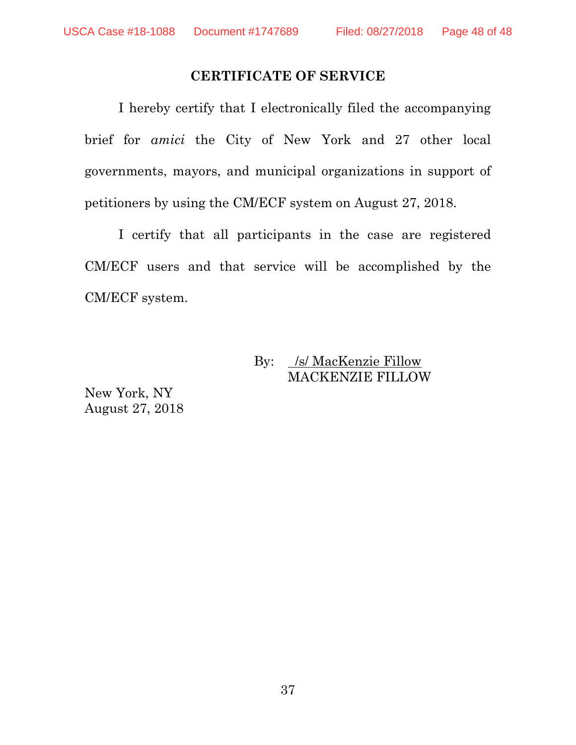## CERTIFICATE OF SERVICE

I hereby certify that I electronically filed the accompanying brief for *amici* the City of New York and 27 other local governments, mayors, and municipal organizations in support of petitioners by using the CM/ECF system on August 27, 2018.

I certify that all participants in the case are registered CM/ECF users and that service will be accomplished by the CM/ECF system.

By: /s/ MacKenzie Fillow
MACKENZIE FILLOW

New York, NY
August 27, 2018